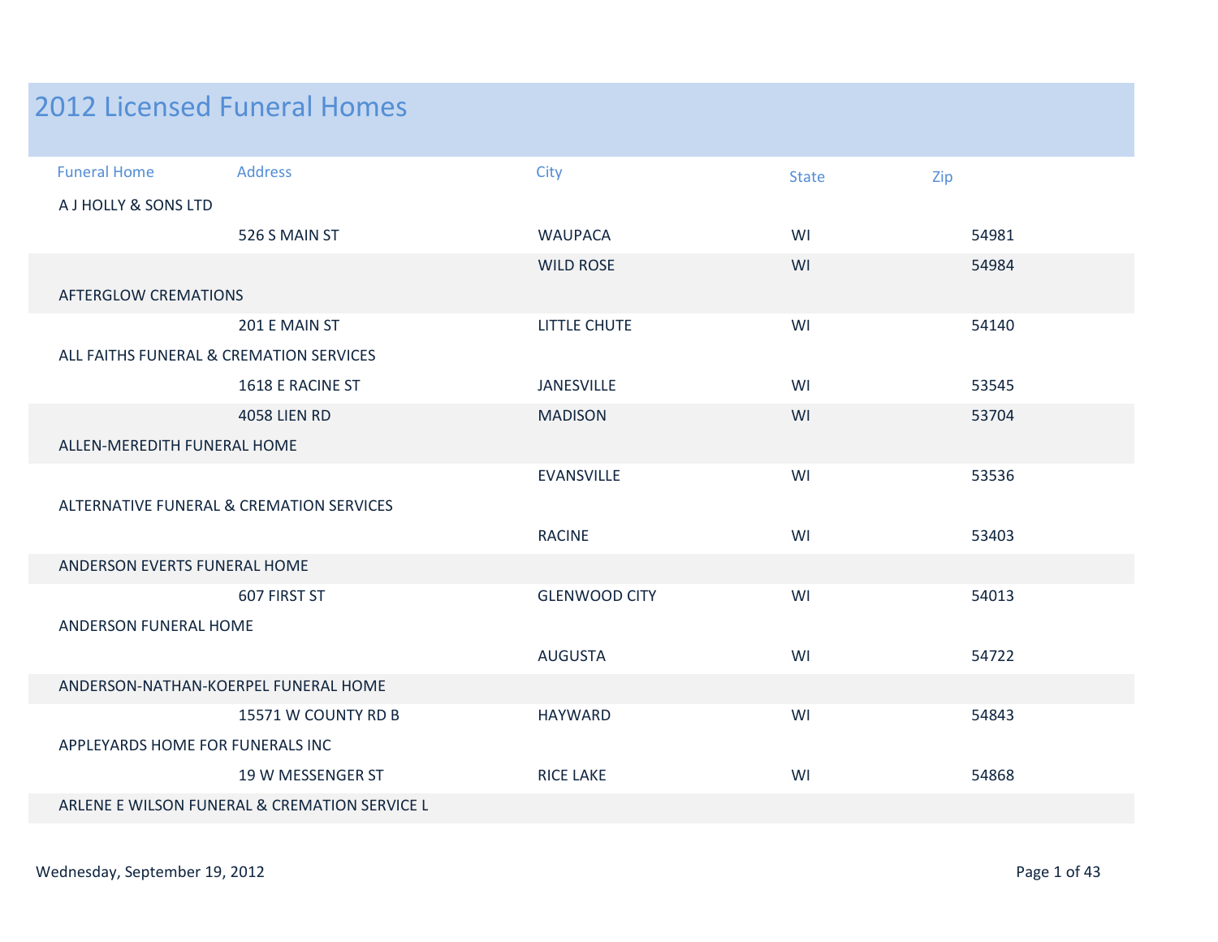# 2012 Licensed Funeral Homes

| Funeral Home | Address | City | State | Zip |
|---|---|---|---|---|
| A J HOLLY & SONS LTD | | | | |
| | 526 S MAIN ST | WAUPACA | WI | 54981 |
| | | WILD ROSE | WI | 54984 |
| AFTERGLOW CREMATIONS | | | | |
| | 201 E MAIN ST | LITTLE CHUTE | WI | 54140 |
| ALL FAITHS FUNERAL & CREMATION SERVICES | | | | |
| | 1618 E RACINE ST | JANESVILLE | WI | 53545 |
| | 4058 LIEN RD | MADISON | WI | 53704 |
| ALLEN-MEREDITH FUNERAL HOME | | | | |
| | | EVANSVILLE | WI | 53536 |
| ALTERNATIVE FUNERAL & CREMATION SERVICES | | | | |
| | | RACINE | WI | 53403 |
| ANDERSON EVERTS FUNERAL HOME | | | | |
| | 607 FIRST ST | GLENWOOD CITY | WI | 54013 |
| ANDERSON FUNERAL HOME | | | | |
| | | AUGUSTA | WI | 54722 |
| ANDERSON-NATHAN-KOERPEL FUNERAL HOME | | | | |
| | 15571 W COUNTY RD B | HAYWARD | WI | 54843 |
| APPLEYARDS HOME FOR FUNERALS INC | | | | |
| | 19 W MESSENGER ST | RICE LAKE | WI | 54868 |
| ARLENE E WILSON FUNERAL & CREMATION SERVICE L | | | | |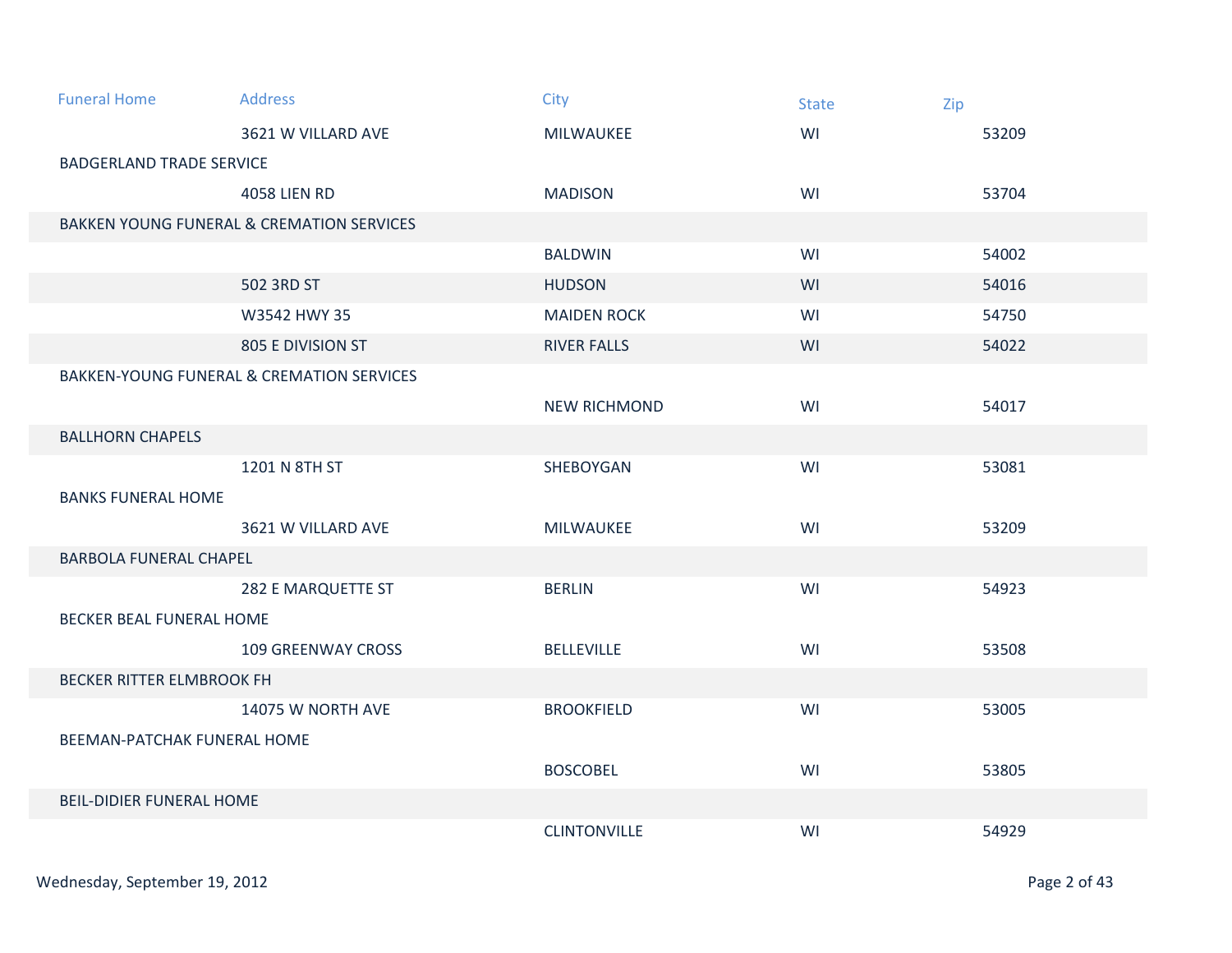| Funeral Home | Address | City | State | Zip |
| --- | --- | --- | --- | --- |
| | 3621 W VILLARD AVE | MILWAUKEE | WI | 53209 |
| BADGERLAND TRADE SERVICE | | | | |
| | 4058 LIEN RD | MADISON | WI | 53704 |
| BAKKEN YOUNG FUNERAL & CREMATION SERVICES | | | | |
| | | BALDWIN | WI | 54002 |
| | 502 3RD ST | HUDSON | WI | 54016 |
| | W3542 HWY 35 | MAIDEN ROCK | WI | 54750 |
| | 805 E DIVISION ST | RIVER FALLS | WI | 54022 |
| BAKKEN-YOUNG FUNERAL & CREMATION SERVICES | | | | |
| | | NEW RICHMOND | WI | 54017 |
| BALLHORN CHAPELS | | | | |
| | 1201 N 8TH ST | SHEBOYGAN | WI | 53081 |
| BANKS FUNERAL HOME | | | | |
| | 3621 W VILLARD AVE | MILWAUKEE | WI | 53209 |
| BARBOLA FUNERAL CHAPEL | | | | |
| | 282 E MARQUETTE ST | BERLIN | WI | 54923 |
| BECKER BEAL FUNERAL HOME | | | | |
| | 109 GREENWAY CROSS | BELLEVILLE | WI | 53508 |
| BECKER RITTER ELMBROOK FH | | | | |
| | 14075 W NORTH AVE | BROOKFIELD | WI | 53005 |
| BEEMAN-PATCHAK FUNERAL HOME | | | | |
| | | BOSCOBEL | WI | 53805 |
| BEIL-DIDIER FUNERAL HOME | | | | |
| | | CLINTONVILLE | WI | 54929 |

Wednesday, September 19, 2012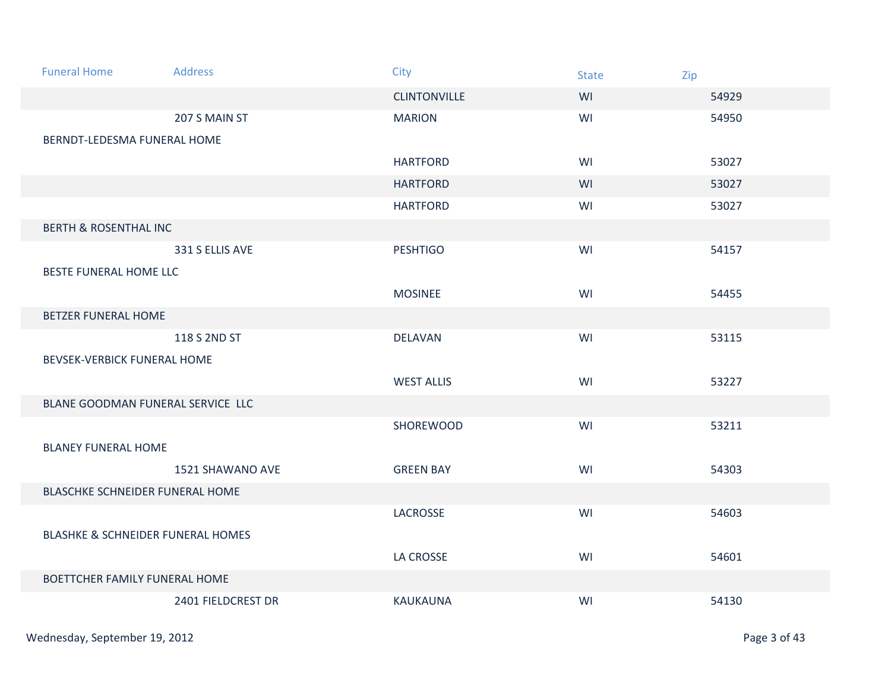| Funeral Home | Address | City | State | Zip |
|---|---|---|---|---|
| | | CLINTONVILLE | WI | 54929 |
| | 207 S MAIN ST | MARION | WI | 54950 |
| BERNDT-LEDESMA FUNERAL HOME | | | | |
| | | HARTFORD | WI | 53027 |
| | | HARTFORD | WI | 53027 |
| | | HARTFORD | WI | 53027 |
| BERTH & ROSENTHAL INC | | | | |
| | 331 S ELLIS AVE | PESHTIGO | WI | 54157 |
| BESTE FUNERAL HOME LLC | | | | |
| | | MOSINEE | WI | 54455 |
| BETZER FUNERAL HOME | | | | |
| | 118 S 2ND ST | DELAVAN | WI | 53115 |
| BEVSEK-VERBICK FUNERAL HOME | | | | |
| | | WEST ALLIS | WI | 53227 |
| BLANE GOODMAN FUNERAL SERVICE LLC | | | | |
| | | SHOREWOOD | WI | 53211 |
| BLANEY FUNERAL HOME | | | | |
| | 1521 SHAWANO AVE | GREEN BAY | WI | 54303 |
| BLASCHKE SCHNEIDER FUNERAL HOME | | | | |
| | | LACROSSE | WI | 54603 |
| BLASHKE & SCHNEIDER FUNERAL HOMES | | | | |
| | | LA CROSSE | WI | 54601 |
| BOETTCHER FAMILY FUNERAL HOME | | | | |
| | 2401 FIELDCREST DR | KAUKAUNA | WI | 54130 |

Wednesday, September 19, 2012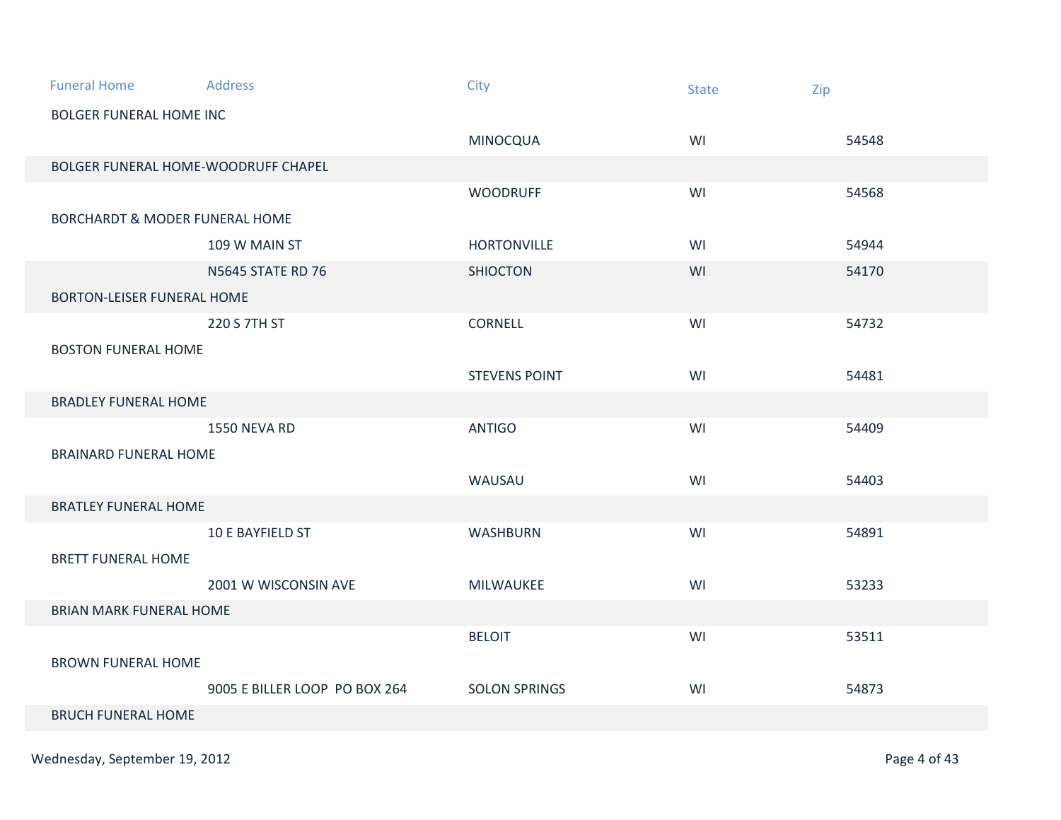| Funeral Home | Address | City | State | Zip |
|---|---|---|---|---|
| BOLGER FUNERAL HOME INC | | | | |
| | | MINOCQUA | WI | 54548 |
| BOLGER FUNERAL HOME-WOODRUFF CHAPEL | | | | |
| | | WOODRUFF | WI | 54568 |
| BORCHARDT & MODER FUNERAL HOME | | | | |
| | 109 W MAIN ST | HORTONVILLE | WI | 54944 |
| | N5645 STATE RD 76 | SHIOCTON | WI | 54170 |
| BORTON-LEISER FUNERAL HOME | | | | |
| | 220 S 7TH ST | CORNELL | WI | 54732 |
| BOSTON FUNERAL HOME | | | | |
| | | STEVENS POINT | WI | 54481 |
| BRADLEY FUNERAL HOME | | | | |
| | 1550 NEVA RD | ANTIGO | WI | 54409 |
| BRAINARD FUNERAL HOME | | | | |
| | | WAUSAU | WI | 54403 |
| BRATLEY FUNERAL HOME | | | | |
| | 10 E BAYFIELD ST | WASHBURN | WI | 54891 |
| BRETT FUNERAL HOME | | | | |
| | 2001 W WISCONSIN AVE | MILWAUKEE | WI | 53233 |
| BRIAN MARK FUNERAL HOME | | | | |
| | | BELOIT | WI | 53511 |
| BROWN FUNERAL HOME | | | | |
| | 9005 E BILLER LOOP PO BOX 264 | SOLON SPRINGS | WI | 54873 |
| BRUCH FUNERAL HOME | | | | |

Wednesday, September 19, 2012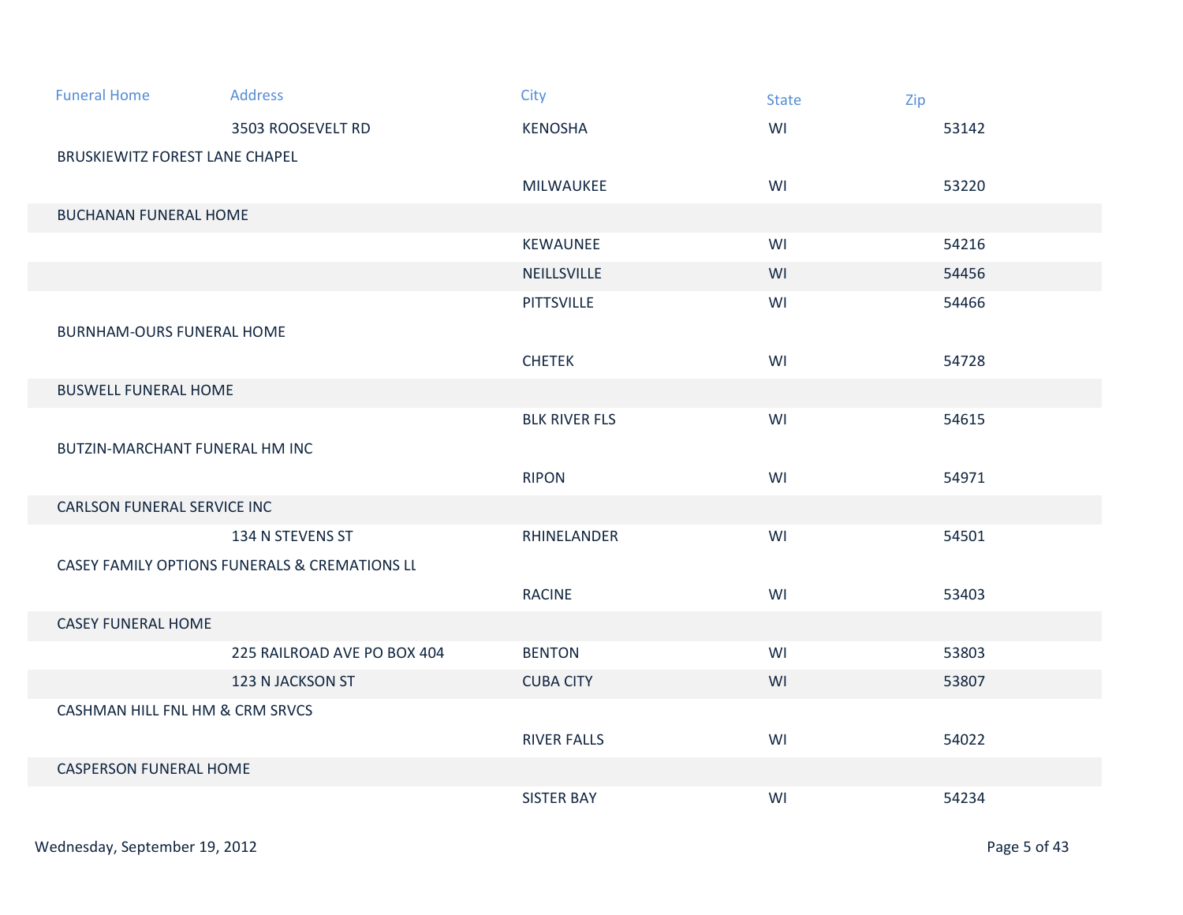| Funeral Home | Address | City | State | Zip |
| --- | --- | --- | --- | --- |
| | 3503 ROOSEVELT RD | KENOSHA | WI | 53142 |
| BRUSKIEWITZ FOREST LANE CHAPEL | | | | |
| | | MILWAUKEE | WI | 53220 |
| BUCHANAN FUNERAL HOME | | | | |
| | | KEWAUNEE | WI | 54216 |
| | | NEILLSVILLE | WI | 54456 |
| | | PITTSVILLE | WI | 54466 |
| BURNHAM-OURS FUNERAL HOME | | | | |
| | | CHETEK | WI | 54728 |
| BUSWELL FUNERAL HOME | | | | |
| | | BLK RIVER FLS | WI | 54615 |
| BUTZIN-MARCHANT FUNERAL HM INC | | | | |
| | | RIPON | WI | 54971 |
| CARLSON FUNERAL SERVICE INC | | | | |
| | 134 N STEVENS ST | RHINELANDER | WI | 54501 |
| CASEY FAMILY OPTIONS FUNERALS & CREMATIONS LL | | | | |
| | | RACINE | WI | 53403 |
| CASEY FUNERAL HOME | | | | |
| | 225 RAILROAD AVE PO BOX 404 | BENTON | WI | 53803 |
| | 123 N JACKSON ST | CUBA CITY | WI | 53807 |
| CASHMAN HILL FNL HM & CRM SRVCS | | | | |
| | | RIVER FALLS | WI | 54022 |
| CASPERSON FUNERAL HOME | | | | |
| | | SISTER BAY | WI | 54234 |

Wednesday, September 19, 2012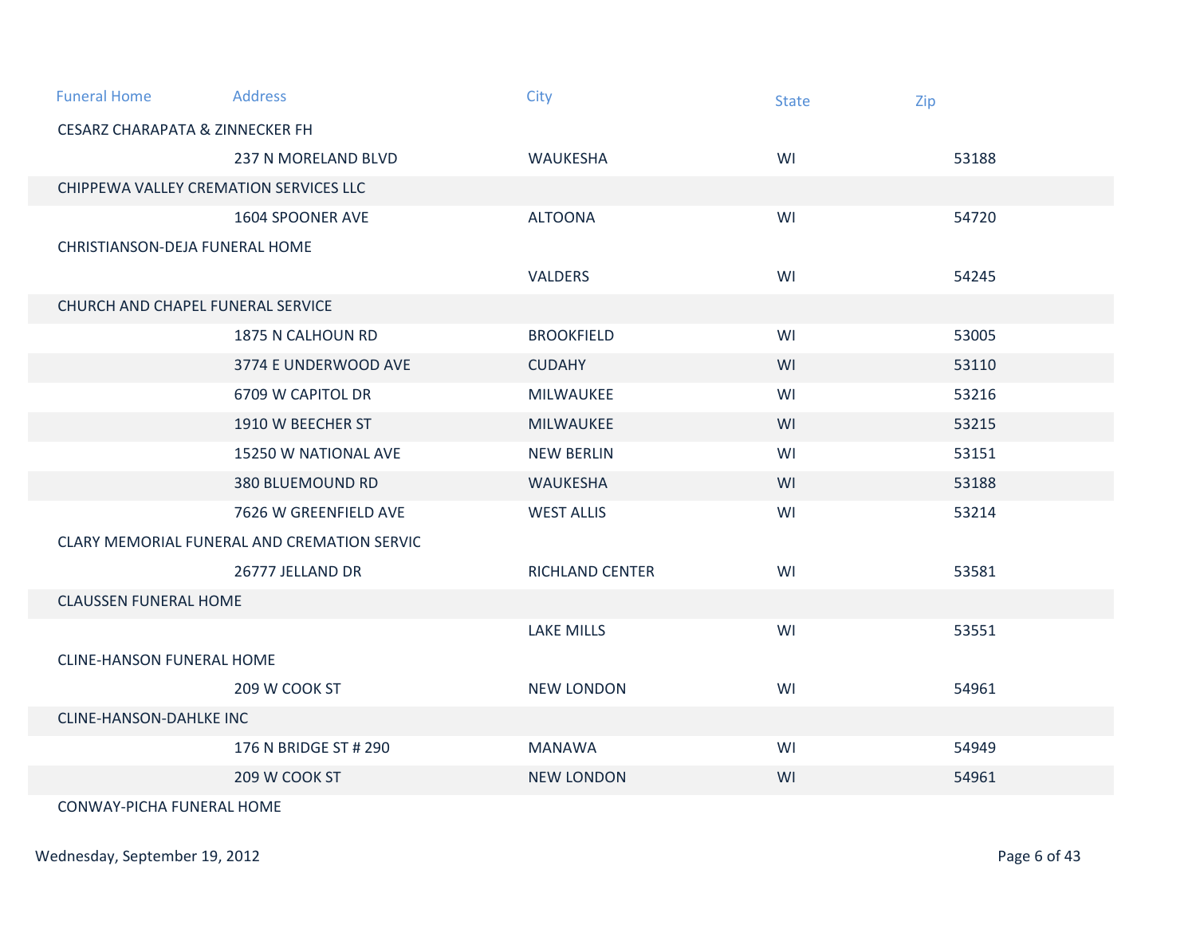| Funeral Home | Address | City | State | Zip |
| --- | --- | --- | --- | --- |
| CESARZ CHARAPATA & ZINNECKER FH | | | | |
| | 237 N MORELAND BLVD | WAUKESHA | WI | 53188 |
| CHIPPEWA VALLEY CREMATION SERVICES LLC | | | | |
| | 1604 SPOONER AVE | ALTOONA | WI | 54720 |
| CHRISTIANSON-DEJA FUNERAL HOME | | | | |
| | | VALDERS | WI | 54245 |
| CHURCH AND CHAPEL FUNERAL SERVICE | | | | |
| | 1875 N CALHOUN RD | BROOKFIELD | WI | 53005 |
| | 3774 E UNDERWOOD AVE | CUDAHY | WI | 53110 |
| | 6709 W CAPITOL DR | MILWAUKEE | WI | 53216 |
| | 1910 W BEECHER ST | MILWAUKEE | WI | 53215 |
| | 15250 W NATIONAL AVE | NEW BERLIN | WI | 53151 |
| | 380 BLUEMOUND RD | WAUKESHA | WI | 53188 |
| | 7626 W GREENFIELD AVE | WEST ALLIS | WI | 53214 |
| CLARY MEMORIAL FUNERAL AND CREMATION SERVIC | | | | |
| | 26777 JELLAND DR | RICHLAND CENTER | WI | 53581 |
| CLAUSSEN FUNERAL HOME | | | | |
| | | LAKE MILLS | WI | 53551 |
| CLINE-HANSON FUNERAL HOME | | | | |
| | 209 W COOK ST | NEW LONDON | WI | 54961 |
| CLINE-HANSON-DAHLKE INC | | | | |
| | 176 N BRIDGE ST # 290 | MANAWA | WI | 54949 |
| | 209 W COOK ST | NEW LONDON | WI | 54961 |
| CONWAY-PICHA FUNERAL HOME | | | | |

Wednesday, September 19, 2012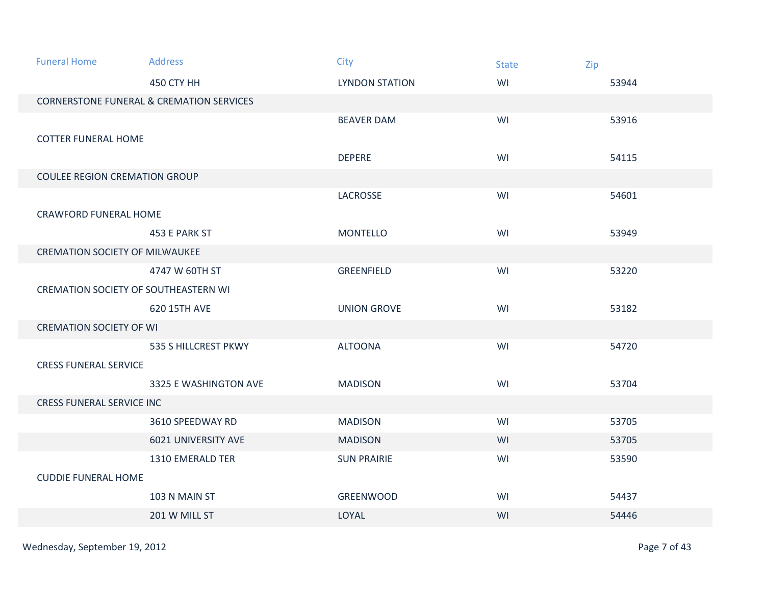| Funeral Home | Address | City | State | Zip |
|---|---|---|---|---|
| | 450 CTY HH | LYNDON STATION | WI | 53944 |
| CORNERSTONE FUNERAL & CREMATION SERVICES | | | | |
| | | BEAVER DAM | WI | 53916 |
| COTTER FUNERAL HOME | | | | |
| | | DEPERE | WI | 54115 |
| COULEE REGION CREMATION GROUP | | | | |
| | | LACROSSE | WI | 54601 |
| CRAWFORD FUNERAL HOME | | | | |
| | 453 E PARK ST | MONTELLO | WI | 53949 |
| CREMATION SOCIETY OF MILWAUKEE | | | | |
| | 4747 W 60TH ST | GREENFIELD | WI | 53220 |
| CREMATION SOCIETY OF SOUTHEASTERN WI | | | | |
| | 620 15TH AVE | UNION GROVE | WI | 53182 |
| CREMATION SOCIETY OF WI | | | | |
| | 535 S HILLCREST PKWY | ALTOONA | WI | 54720 |
| CRESS FUNERAL SERVICE | | | | |
| | 3325 E WASHINGTON AVE | MADISON | WI | 53704 |
| CRESS FUNERAL SERVICE INC | | | | |
| | 3610 SPEEDWAY RD | MADISON | WI | 53705 |
| | 6021 UNIVERSITY AVE | MADISON | WI | 53705 |
| | 1310 EMERALD TER | SUN PRAIRIE | WI | 53590 |
| CUDDIE FUNERAL HOME | | | | |
| | 103 N MAIN ST | GREENWOOD | WI | 54437 |
| | 201 W MILL ST | LOYAL | WI | 54446 |

Wednesday, September 19, 2012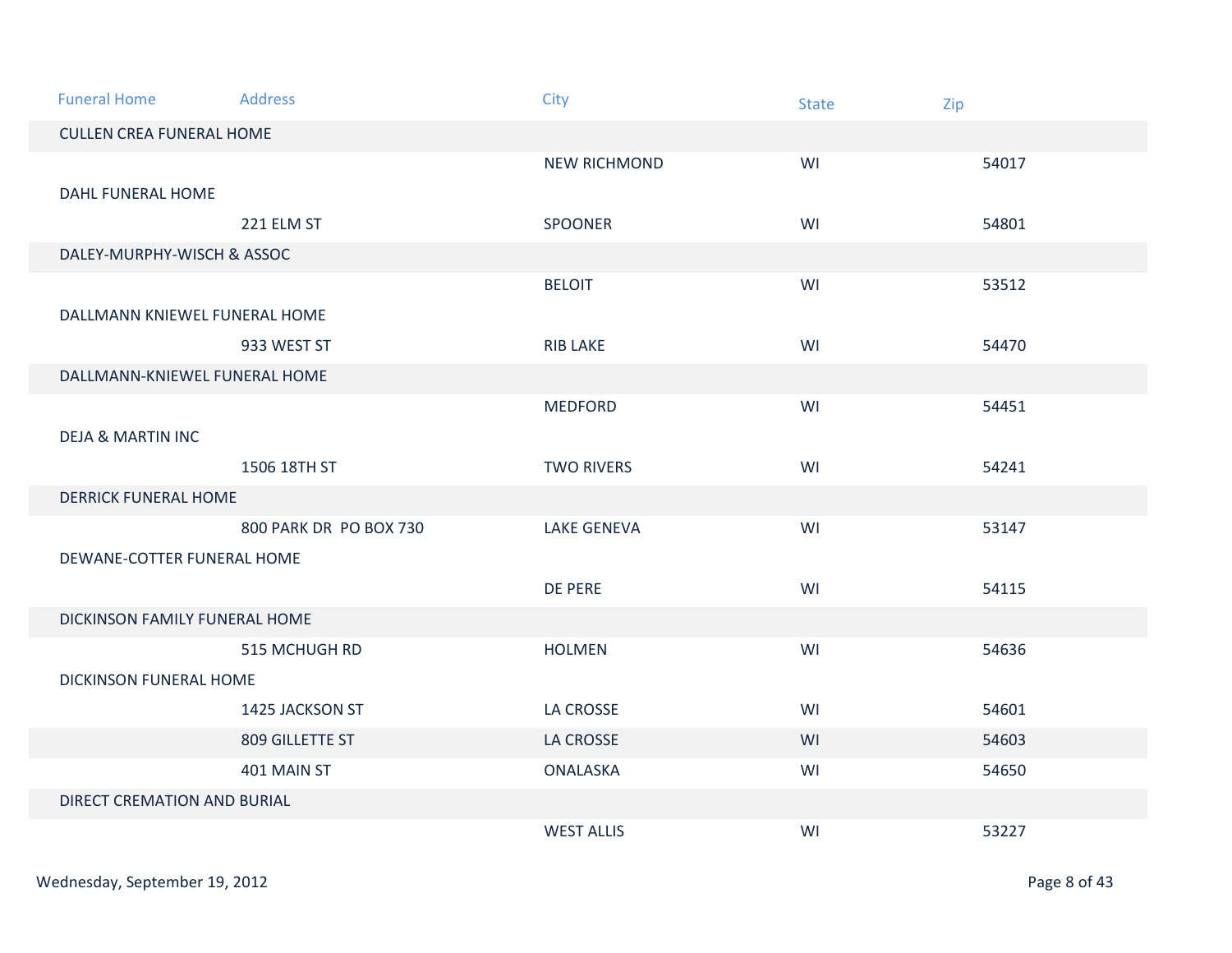| Funeral Home | Address | City | State | Zip |
|---|---|---|---|---|
| CULLEN CREA FUNERAL HOME | | | | |
| | | NEW RICHMOND | WI | 54017 |
| DAHL FUNERAL HOME | | | | |
| | 221 ELM ST | SPOONER | WI | 54801 |
| DALEY-MURPHY-WISCH & ASSOC | | | | |
| | | BELOIT | WI | 53512 |
| DALLMANN KNIEWEL FUNERAL HOME | | | | |
| | 933 WEST ST | RIB LAKE | WI | 54470 |
| DALLMANN-KNIEWEL FUNERAL HOME | | | | |
| | | MEDFORD | WI | 54451 |
| DEJA & MARTIN INC | | | | |
| | 1506 18TH ST | TWO RIVERS | WI | 54241 |
| DERRICK FUNERAL HOME | | | | |
| | 800 PARK DR PO BOX 730 | LAKE GENEVA | WI | 53147 |
| DEWANE-COTTER FUNERAL HOME | | | | |
| | | DE PERE | WI | 54115 |
| DICKINSON FAMILY FUNERAL HOME | | | | |
| | 515 MCHUGH RD | HOLMEN | WI | 54636 |
| DICKINSON FUNERAL HOME | | | | |
| | 1425 JACKSON ST | LA CROSSE | WI | 54601 |
| | 809 GILLETTE ST | LA CROSSE | WI | 54603 |
| | 401 MAIN ST | ONALASKA | WI | 54650 |
| DIRECT CREMATION AND BURIAL | | | | |
| | | WEST ALLIS | WI | 53227 |

Wednesday, September 19, 2012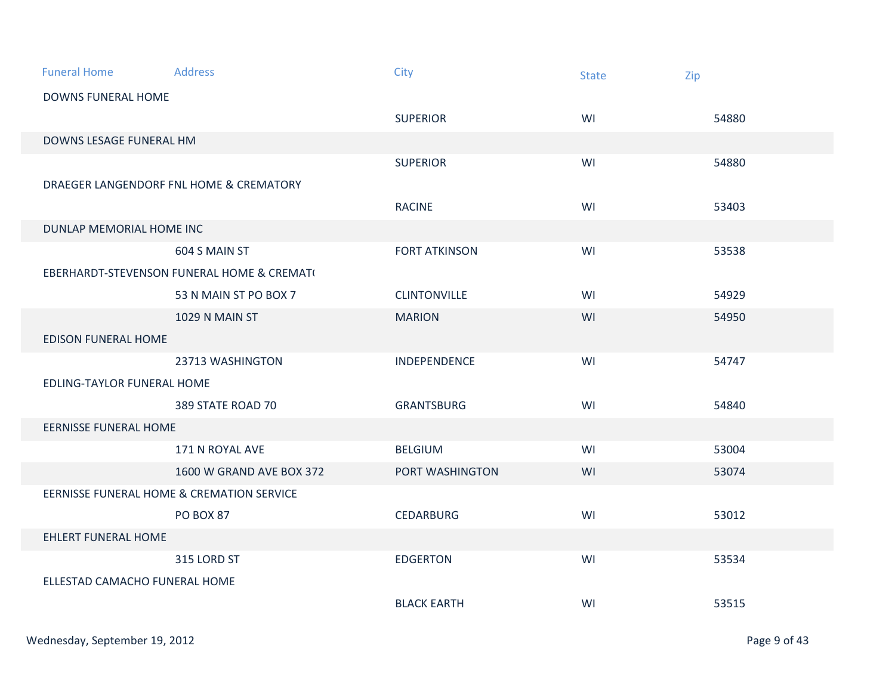| Funeral Home | Address | City | State | Zip |
|---|---|---|---|---|
| DOWNS FUNERAL HOME | | | | |
| | | SUPERIOR | WI | 54880 |
| DOWNS LESAGE FUNERAL HM | | | | |
| | | SUPERIOR | WI | 54880 |
| DRAEGER LANGENDORF FNL HOME & CREMATORY | | | | |
| | | RACINE | WI | 53403 |
| DUNLAP MEMORIAL HOME INC | | | | |
| | 604 S MAIN ST | FORT ATKINSON | WI | 53538 |
| EBERHARDT-STEVENSON FUNERAL HOME & CREMAT( | | | | |
| | 53 N MAIN ST PO BOX 7 | CLINTONVILLE | WI | 54929 |
| | 1029 N MAIN ST | MARION | WI | 54950 |
| EDISON FUNERAL HOME | | | | |
| | 23713 WASHINGTON | INDEPENDENCE | WI | 54747 |
| EDLING-TAYLOR FUNERAL HOME | | | | |
| | 389 STATE ROAD 70 | GRANTSBURG | WI | 54840 |
| EERNISSE FUNERAL HOME | | | | |
| | 171 N ROYAL AVE | BELGIUM | WI | 53004 |
| | 1600 W GRAND AVE BOX 372 | PORT WASHINGTON | WI | 53074 |
| EERNISSE FUNERAL HOME & CREMATION SERVICE | | | | |
| | PO BOX 87 | CEDARBURG | WI | 53012 |
| EHLERT FUNERAL HOME | | | | |
| | 315 LORD ST | EDGERTON | WI | 53534 |
| ELLESTAD CAMACHO FUNERAL HOME | | | | |
| | | BLACK EARTH | WI | 53515 |

Wednesday, September 19, 2012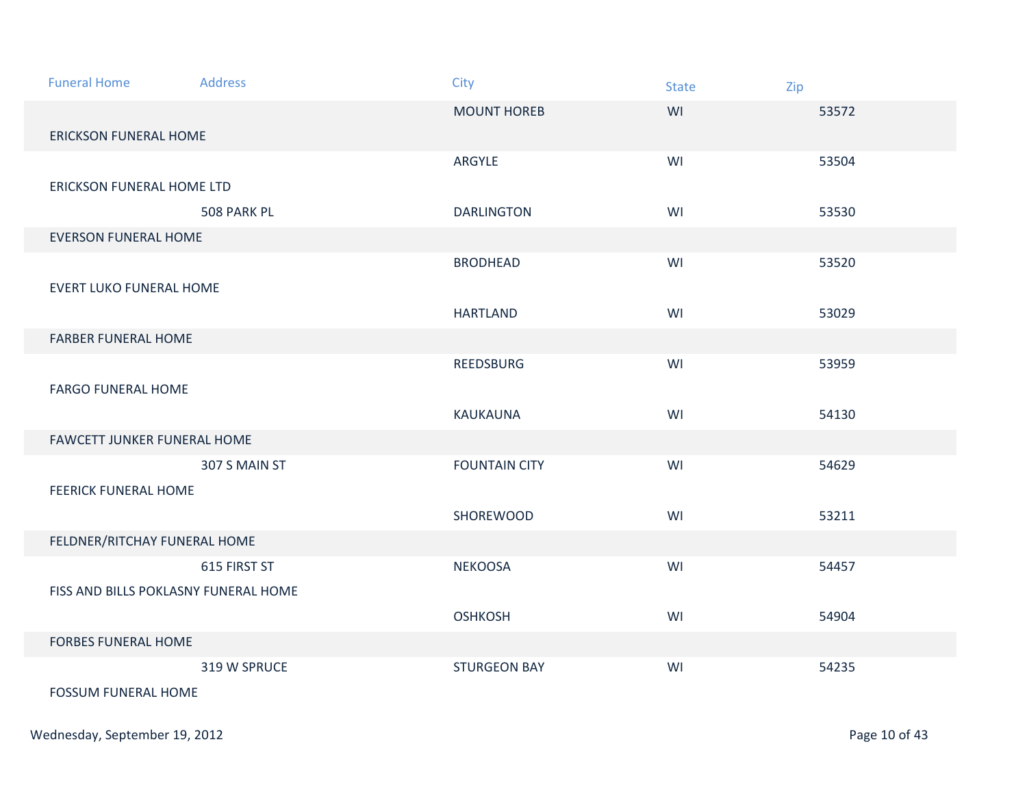| Funeral Home | Address | City | State | Zip |
|---|---|---|---|---|
| ERICKSON FUNERAL HOME | | MOUNT HOREB | WI | 53572 |
| ERICKSON FUNERAL HOME LTD | | ARGYLE | WI | 53504 |
| EVERSON FUNERAL HOME | 508 PARK PL | DARLINGTON | WI | 53530 |
| EVERT LUKO FUNERAL HOME | | BRODHEAD | WI | 53520 |
| FARBER FUNERAL HOME | | HARTLAND | WI | 53029 |
| FARGO FUNERAL HOME | | REEDSBURG | WI | 53959 |
| FAWCETT JUNKER FUNERAL HOME | | KAUKAUNA | WI | 54130 |
| FEERICK FUNERAL HOME | 307 S MAIN ST | FOUNTAIN CITY | WI | 54629 |
| FELDNER/RITCHAY FUNERAL HOME | | SHOREWOOD | WI | 53211 |
| FISS AND BILLS POKLASNY FUNERAL HOME | 615 FIRST ST | NEKOOSA | WI | 54457 |
| FORBES FUNERAL HOME | | OSHKOSH | WI | 54904 |
| FOSSUM FUNERAL HOME | 319 W SPRUCE | STURGEON BAY | WI | 54235 |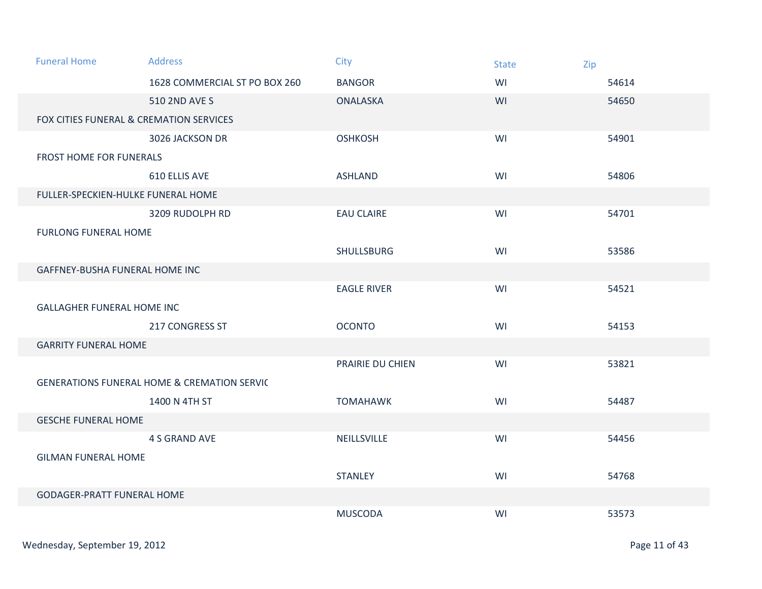| Funeral Home | Address | City | State | Zip |
|---|---|---|---|---|
| | 1628 COMMERCIAL ST PO BOX 260 | BANGOR | WI | 54614 |
| | 510 2ND AVE S | ONALASKA | WI | 54650 |
| FOX CITIES FUNERAL & CREMATION SERVICES | | | | |
| | 3026 JACKSON DR | OSHKOSH | WI | 54901 |
| FROST HOME FOR FUNERALS | | | | |
| | 610 ELLIS AVE | ASHLAND | WI | 54806 |
| FULLER-SPECKIEN-HULKE FUNERAL HOME | | | | |
| | 3209 RUDOLPH RD | EAU CLAIRE | WI | 54701 |
| FURLONG FUNERAL HOME | | | | |
| | | SHULLSBURG | WI | 53586 |
| GAFFNEY-BUSHA FUNERAL HOME INC | | | | |
| | | EAGLE RIVER | WI | 54521 |
| GALLAGHER FUNERAL HOME INC | | | | |
| | 217 CONGRESS ST | OCONTO | WI | 54153 |
| GARRITY FUNERAL HOME | | | | |
| | | PRAIRIE DU CHIEN | WI | 53821 |
| GENERATIONS FUNERAL HOME & CREMATION SERVIC | | | | |
| | 1400 N 4TH ST | TOMAHAWK | WI | 54487 |
| GESCHE FUNERAL HOME | | | | |
| | 4 S GRAND AVE | NEILLSVILLE | WI | 54456 |
| GILMAN FUNERAL HOME | | | | |
| | | STANLEY | WI | 54768 |
| GODAGER-PRATT FUNERAL HOME | | | | |
| | | MUSCODA | WI | 53573 |

Wednesday, September 19, 2012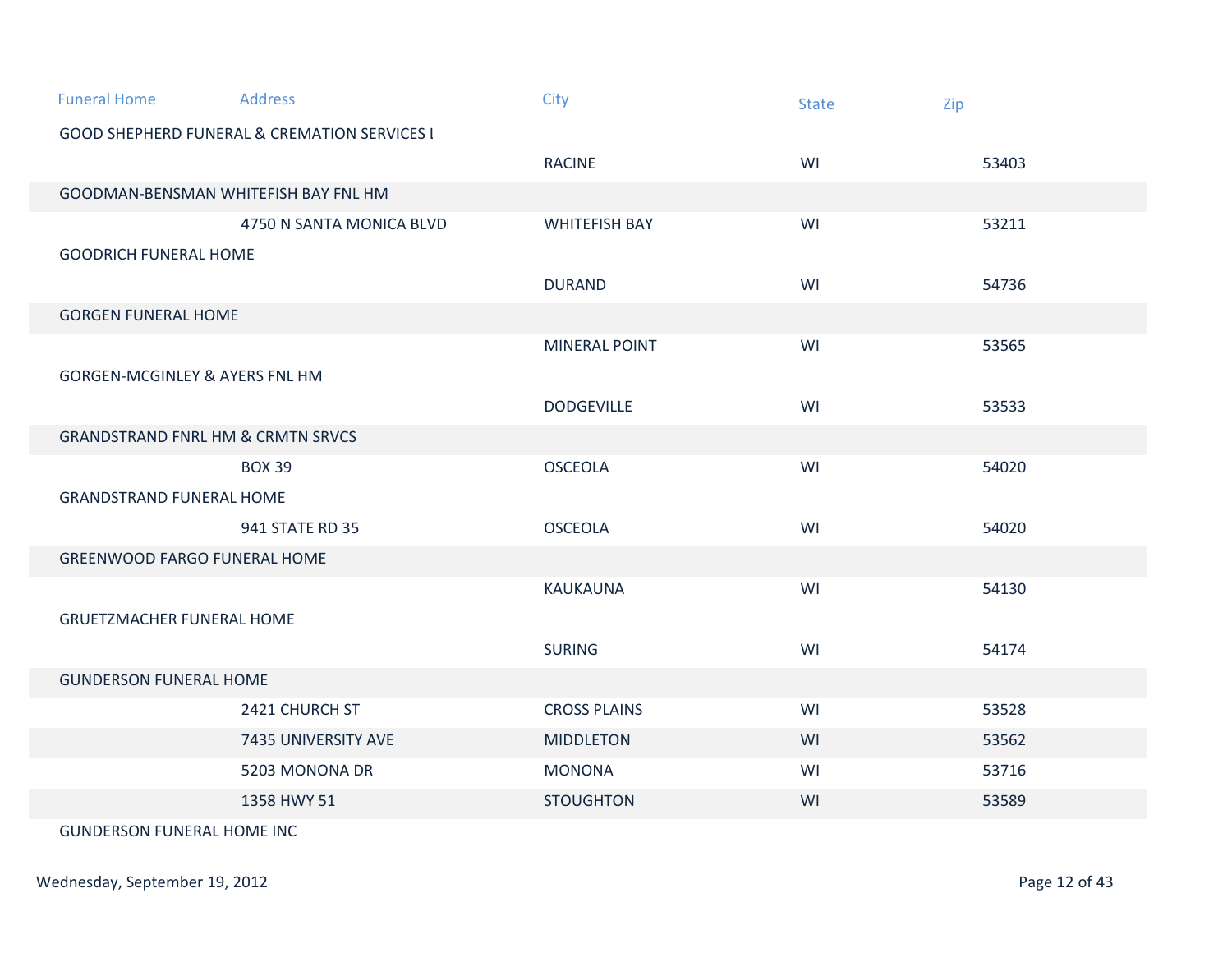| Funeral Home | Address | City | State | Zip |
| --- | --- | --- | --- | --- |
| GOOD SHEPHERD FUNERAL & CREMATION SERVICES I | | | | |
| | | RACINE | WI | 53403 |
| GOODMAN-BENSMAN WHITEFISH BAY FNL HM | | | | |
| | 4750 N SANTA MONICA BLVD | WHITEFISH BAY | WI | 53211 |
| GOODRICH FUNERAL HOME | | | | |
| | | DURAND | WI | 54736 |
| GORGEN FUNERAL HOME | | | | |
| | | MINERAL POINT | WI | 53565 |
| GORGEN-MCGINLEY & AYERS FNL HM | | | | |
| | | DODGEVILLE | WI | 53533 |
| GRANDSTRAND FNRL HM & CRMTN SRVCS | | | | |
| | BOX 39 | OSCEOLA | WI | 54020 |
| GRANDSTRAND FUNERAL HOME | | | | |
| | 941 STATE RD 35 | OSCEOLA | WI | 54020 |
| GREENWOOD FARGO FUNERAL HOME | | | | |
| | | KAUKAUNA | WI | 54130 |
| GRUETZMACHER FUNERAL HOME | | | | |
| | | SURING | WI | 54174 |
| GUNDERSON FUNERAL HOME | | | | |
| | 2421 CHURCH ST | CROSS PLAINS | WI | 53528 |
| | 7435 UNIVERSITY AVE | MIDDLETON | WI | 53562 |
| | 5203 MONONA DR | MONONA | WI | 53716 |
| | 1358 HWY 51 | STOUGHTON | WI | 53589 |
| GUNDERSON FUNERAL HOME INC | | | | |

Wednesday, September 19, 2012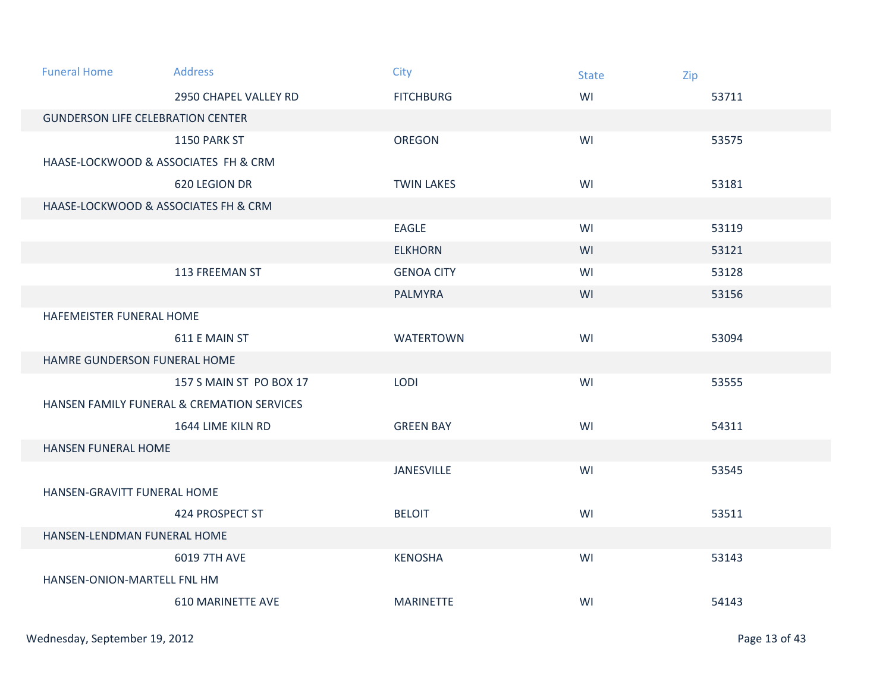| Funeral Home | Address | City | State | Zip |
|---|---|---|---|---|
| | 2950 CHAPEL VALLEY RD | FITCHBURG | WI | 53711 |
| GUNDERSON LIFE CELEBRATION CENTER | | | | |
| | 1150 PARK ST | OREGON | WI | 53575 |
| HAASE-LOCKWOOD & ASSOCIATES FH & CRM | | | | |
| | 620 LEGION DR | TWIN LAKES | WI | 53181 |
| HAASE-LOCKWOOD & ASSOCIATES FH & CRM | | | | |
| | | EAGLE | WI | 53119 |
| | | ELKHORN | WI | 53121 |
| | 113 FREEMAN ST | GENOA CITY | WI | 53128 |
| | | PALMYRA | WI | 53156 |
| HAFEMEISTER FUNERAL HOME | | | | |
| | 611 E MAIN ST | WATERTOWN | WI | 53094 |
| HAMRE GUNDERSON FUNERAL HOME | | | | |
| | 157 S MAIN ST PO BOX 17 | LODI | WI | 53555 |
| HANSEN FAMILY FUNERAL & CREMATION SERVICES | | | | |
| | 1644 LIME KILN RD | GREEN BAY | WI | 54311 |
| HANSEN FUNERAL HOME | | | | |
| | | JANESVILLE | WI | 53545 |
| HANSEN-GRAVITT FUNERAL HOME | | | | |
| | 424 PROSPECT ST | BELOIT | WI | 53511 |
| HANSEN-LENDMAN FUNERAL HOME | | | | |
| | 6019 7TH AVE | KENOSHA | WI | 53143 |
| HANSEN-ONION-MARTELL FNL HM | | | | |
| | 610 MARINETTE AVE | MARINETTE | WI | 54143 |

Wednesday, September 19, 2012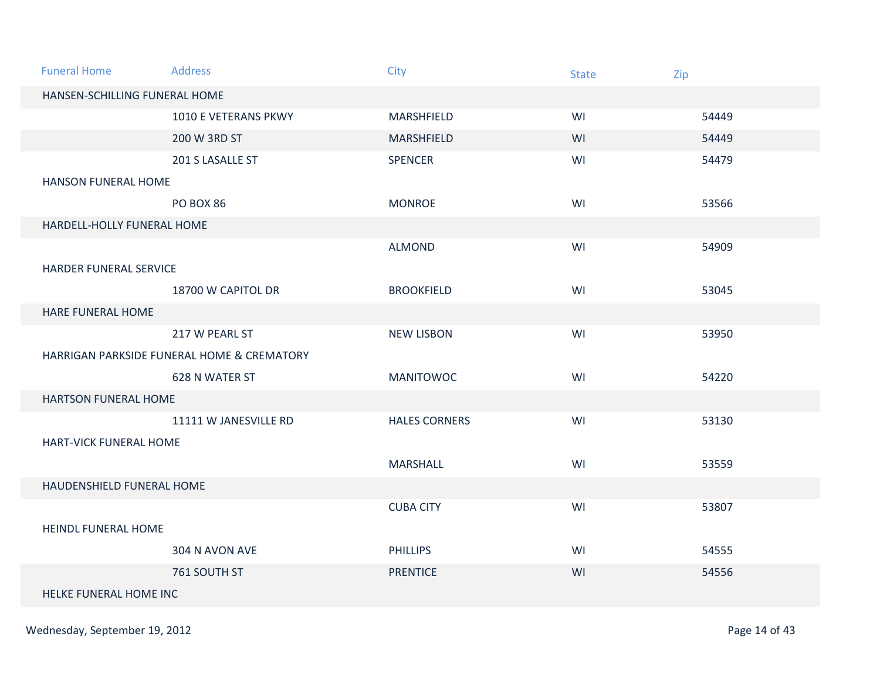| Funeral Home | Address | City | State | Zip |
|---|---|---|---|---|
| HANSEN-SCHILLING FUNERAL HOME | | | | |
| | 1010 E VETERANS PKWY | MARSHFIELD | WI | 54449 |
| | 200 W 3RD ST | MARSHFIELD | WI | 54449 |
| | 201 S LASALLE ST | SPENCER | WI | 54479 |
| HANSON FUNERAL HOME | | | | |
| | PO BOX 86 | MONROE | WI | 53566 |
| HARDELL-HOLLY FUNERAL HOME | | | | |
| | | ALMOND | WI | 54909 |
| HARDER FUNERAL SERVICE | | | | |
| | 18700 W CAPITOL DR | BROOKFIELD | WI | 53045 |
| HARE FUNERAL HOME | | | | |
| | 217 W PEARL ST | NEW LISBON | WI | 53950 |
| HARRIGAN PARKSIDE FUNERAL HOME & CREMATORY | | | | |
| | 628 N WATER ST | MANITOWOC | WI | 54220 |
| HARTSON FUNERAL HOME | | | | |
| | 11111 W JANESVILLE RD | HALES CORNERS | WI | 53130 |
| HART-VICK FUNERAL HOME | | | | |
| | | MARSHALL | WI | 53559 |
| HAUDENSHIELD FUNERAL HOME | | | | |
| | | CUBA CITY | WI | 53807 |
| HEINDL FUNERAL HOME | | | | |
| | 304 N AVON AVE | PHILLIPS | WI | 54555 |
| | 761 SOUTH ST | PRENTICE | WI | 54556 |
| HELKE FUNERAL HOME INC | | | | |

Wednesday, September 19, 2012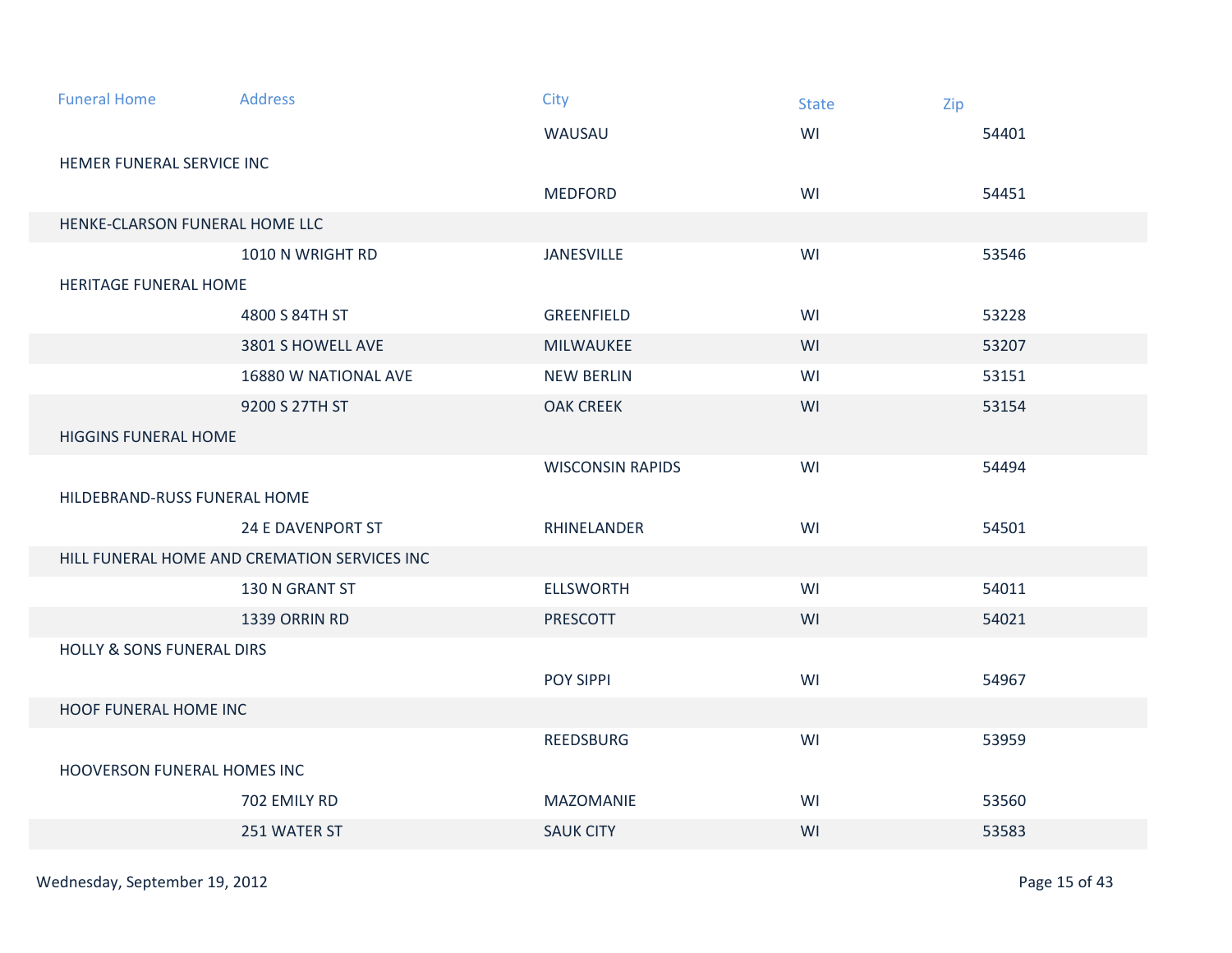| Funeral Home | Address | City | State | Zip |
| --- | --- | --- | --- | --- |
| | | WAUSAU | WI | 54401 |
| HEMER FUNERAL SERVICE INC | | | | |
| | | MEDFORD | WI | 54451 |
| HENKE-CLARSON FUNERAL HOME LLC | | | | |
| | 1010 N WRIGHT RD | JANESVILLE | WI | 53546 |
| HERITAGE FUNERAL HOME | | | | |
| | 4800 S 84TH ST | GREENFIELD | WI | 53228 |
| | 3801 S HOWELL AVE | MILWAUKEE | WI | 53207 |
| | 16880 W NATIONAL AVE | NEW BERLIN | WI | 53151 |
| | 9200 S 27TH ST | OAK CREEK | WI | 53154 |
| HIGGINS FUNERAL HOME | | | | |
| | | WISCONSIN RAPIDS | WI | 54494 |
| HILDEBRAND-RUSS FUNERAL HOME | | | | |
| | 24 E DAVENPORT ST | RHINELANDER | WI | 54501 |
| HILL FUNERAL HOME AND CREMATION SERVICES INC | | | | |
| | 130 N GRANT ST | ELLSWORTH | WI | 54011 |
| | 1339 ORRIN RD | PRESCOTT | WI | 54021 |
| HOLLY & SONS FUNERAL DIRS | | | | |
| | | POY SIPPI | WI | 54967 |
| HOOF FUNERAL HOME INC | | | | |
| | | REEDSBURG | WI | 53959 |
| HOOVERSON FUNERAL HOMES INC | | | | |
| | 702 EMILY RD | MAZOMANIE | WI | 53560 |
| | 251 WATER ST | SAUK CITY | WI | 53583 |

Wednesday, September 19, 2012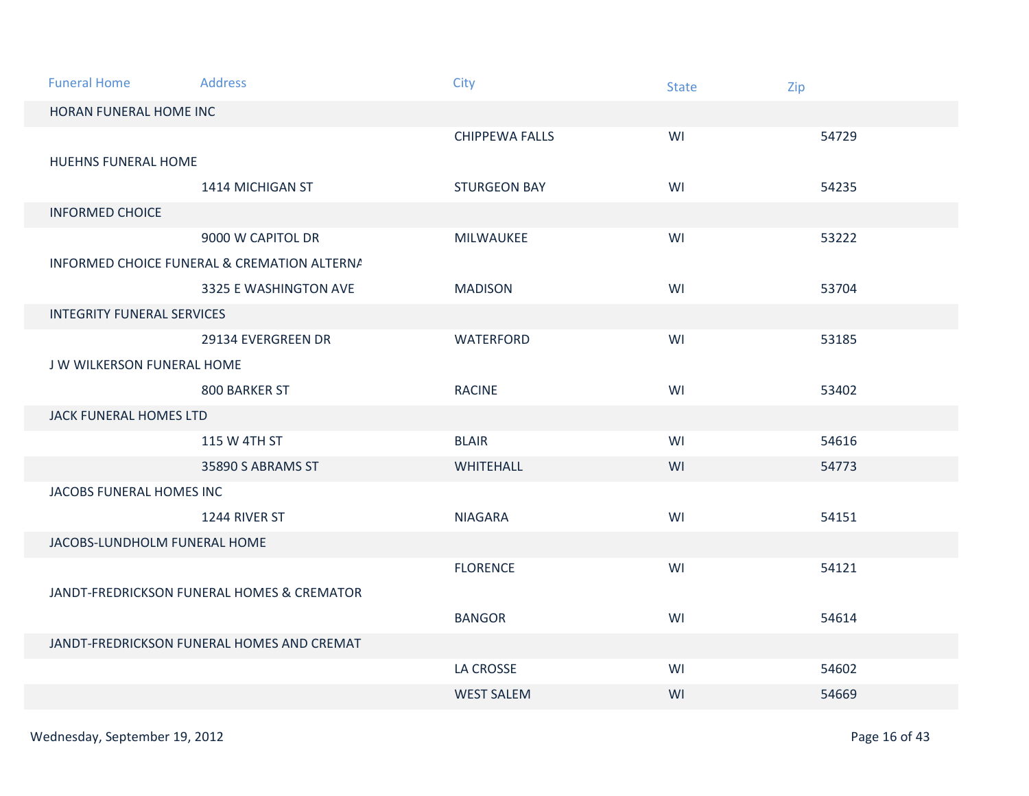| Funeral Home | Address | City | State | Zip |
|---|---|---|---|---|
| HORAN FUNERAL HOME INC | | | | |
| | | CHIPPEWA FALLS | WI | 54729 |
| HUEHNS FUNERAL HOME | | | | |
| | 1414 MICHIGAN ST | STURGEON BAY | WI | 54235 |
| INFORMED CHOICE | | | | |
| | 9000 W CAPITOL DR | MILWAUKEE | WI | 53222 |
| INFORMED CHOICE FUNERAL & CREMATION ALTERNA | | | | |
| | 3325 E WASHINGTON AVE | MADISON | WI | 53704 |
| INTEGRITY FUNERAL SERVICES | | | | |
| | 29134 EVERGREEN DR | WATERFORD | WI | 53185 |
| J W WILKERSON FUNERAL HOME | | | | |
| | 800 BARKER ST | RACINE | WI | 53402 |
| JACK FUNERAL HOMES LTD | | | | |
| | 115 W 4TH ST | BLAIR | WI | 54616 |
| | 35890 S ABRAMS ST | WHITEHALL | WI | 54773 |
| JACOBS FUNERAL HOMES INC | | | | |
| | 1244 RIVER ST | NIAGARA | WI | 54151 |
| JACOBS-LUNDHOLM FUNERAL HOME | | | | |
| | | FLORENCE | WI | 54121 |
| JANDT-FREDRICKSON FUNERAL HOMES & CREMATOR | | | | |
| | | BANGOR | WI | 54614 |
| JANDT-FREDRICKSON FUNERAL HOMES AND CREMAT | | | | |
| | | LA CROSSE | WI | 54602 |
| | | WEST SALEM | WI | 54669 |

Wednesday, September 19, 2012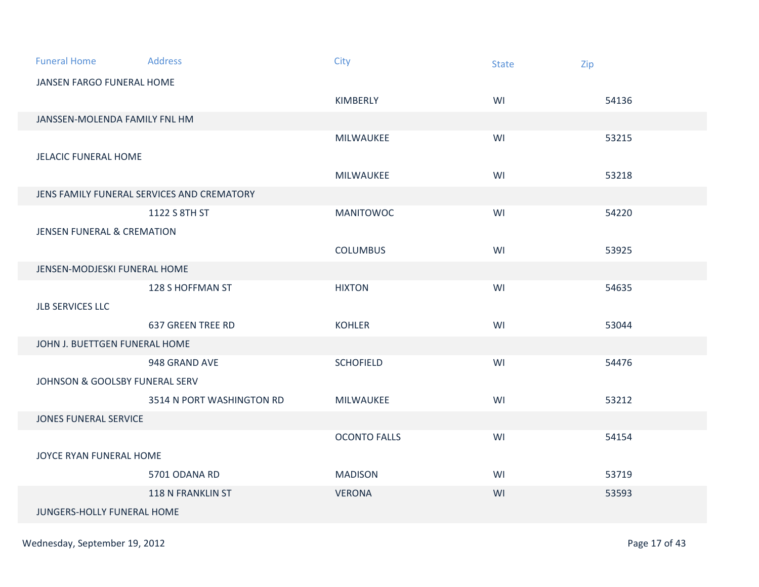| Funeral Home | Address | City | State | Zip |
|---|---|---|---|---|
| JANSEN FARGO FUNERAL HOME | | | | |
| | | KIMBERLY | WI | 54136 |
| JANSSEN-MOLENDA FAMILY FNL HM | | | | |
| | | MILWAUKEE | WI | 53215 |
| JELACIC FUNERAL HOME | | | | |
| | | MILWAUKEE | WI | 53218 |
| JENS FAMILY FUNERAL SERVICES AND CREMATORY | | | | |
| | 1122 S 8TH ST | MANITOWOC | WI | 54220 |
| JENSEN FUNERAL & CREMATION | | | | |
| | | COLUMBUS | WI | 53925 |
| JENSEN-MODJESKI FUNERAL HOME | | | | |
| | 128 S HOFFMAN ST | HIXTON | WI | 54635 |
| JLB SERVICES LLC | | | | |
| | 637 GREEN TREE RD | KOHLER | WI | 53044 |
| JOHN J. BUETTGEN FUNERAL HOME | | | | |
| | 948 GRAND AVE | SCHOFIELD | WI | 54476 |
| JOHNSON & GOOLSBY FUNERAL SERV | | | | |
| | 3514 N PORT WASHINGTON RD | MILWAUKEE | WI | 53212 |
| JONES FUNERAL SERVICE | | | | |
| | | OCONTO FALLS | WI | 54154 |
| JOYCE RYAN FUNERAL HOME | | | | |
| | 5701 ODANA RD | MADISON | WI | 53719 |
| | 118 N FRANKLIN ST | VERONA | WI | 53593 |
| JUNGERS-HOLLY FUNERAL HOME | | | | |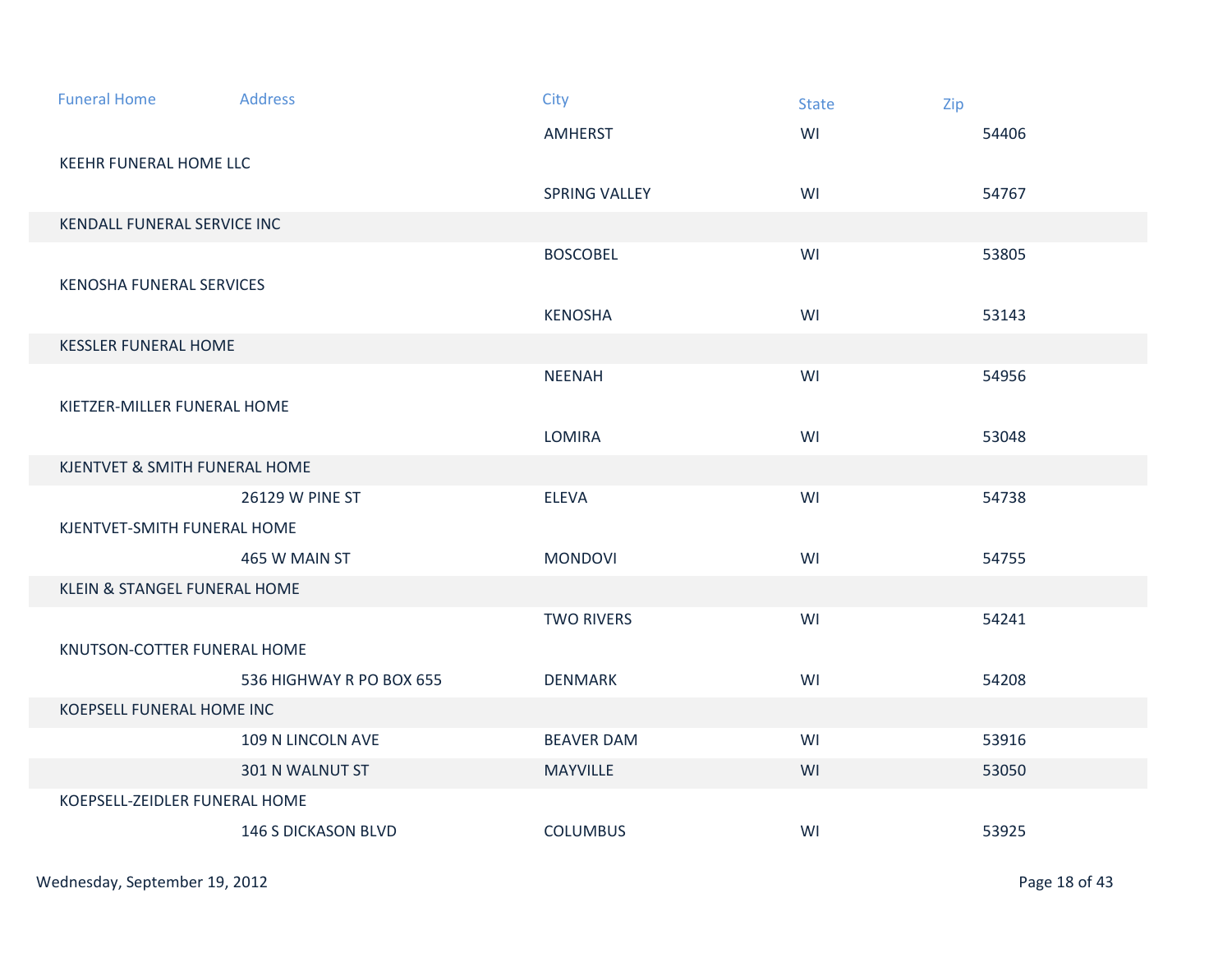| Funeral Home | Address | City | State | Zip |
|---|---|---|---|---|
| | | AMHERST | WI | 54406 |
| KEEHR FUNERAL HOME LLC | | | | |
| | | SPRING VALLEY | WI | 54767 |
| KENDALL FUNERAL SERVICE INC | | | | |
| | | BOSCOBEL | WI | 53805 |
| KENOSHA FUNERAL SERVICES | | | | |
| | | KENOSHA | WI | 53143 |
| KESSLER FUNERAL HOME | | | | |
| | | NEENAH | WI | 54956 |
| KIETZER-MILLER FUNERAL HOME | | | | |
| | | LOMIRA | WI | 53048 |
| KJENTVET & SMITH FUNERAL HOME | | | | |
| | 26129 W PINE ST | ELEVA | WI | 54738 |
| KJENTVET-SMITH FUNERAL HOME | | | | |
| | 465 W MAIN ST | MONDOVI | WI | 54755 |
| KLEIN & STANGEL FUNERAL HOME | | | | |
| | | TWO RIVERS | WI | 54241 |
| KNUTSON-COTTER FUNERAL HOME | | | | |
| | 536 HIGHWAY R PO BOX 655 | DENMARK | WI | 54208 |
| KOEPSELL FUNERAL HOME INC | | | | |
| | 109 N LINCOLN AVE | BEAVER DAM | WI | 53916 |
| | 301 N WALNUT ST | MAYVILLE | WI | 53050 |
| KOEPSELL-ZEIDLER FUNERAL HOME | | | | |
| | 146 S DICKASON BLVD | COLUMBUS | WI | 53925 |

Wednesday, September 19, 2012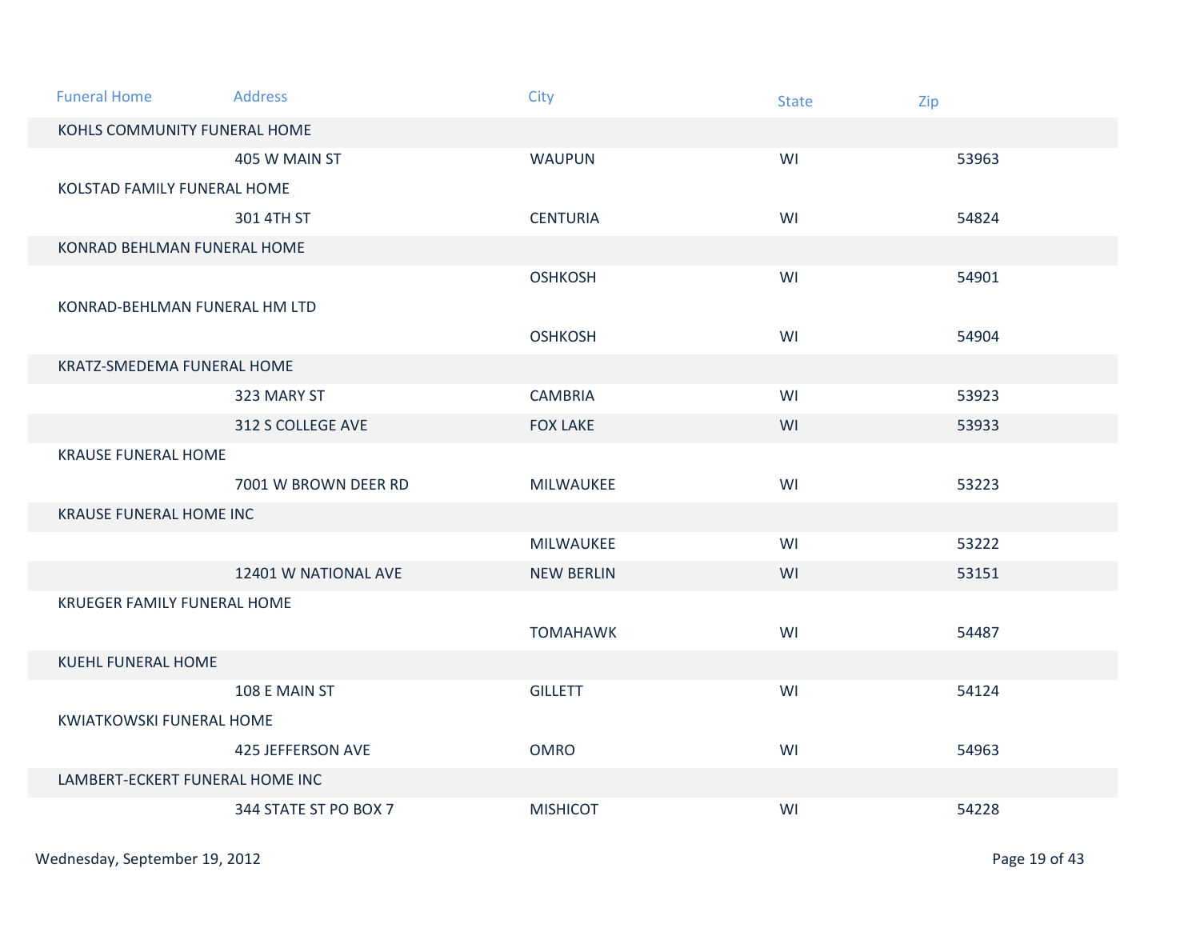| Funeral Home | Address | City | State | Zip |
|---|---|---|---|---|
| KOHLS COMMUNITY FUNERAL HOME | | | | |
| | 405 W MAIN ST | WAUPUN | WI | 53963 |
| KOLSTAD FAMILY FUNERAL HOME | | | | |
| | 301 4TH ST | CENTURIA | WI | 54824 |
| KONRAD BEHLMAN FUNERAL HOME | | | | |
| | | OSHKOSH | WI | 54901 |
| KONRAD-BEHLMAN FUNERAL HM LTD | | | | |
| | | OSHKOSH | WI | 54904 |
| KRATZ-SMEDEMA FUNERAL HOME | | | | |
| | 323 MARY ST | CAMBRIA | WI | 53923 |
| | 312 S COLLEGE AVE | FOX LAKE | WI | 53933 |
| KRAUSE FUNERAL HOME | | | | |
| | 7001 W BROWN DEER RD | MILWAUKEE | WI | 53223 |
| KRAUSE FUNERAL HOME INC | | | | |
| | | MILWAUKEE | WI | 53222 |
| | 12401 W NATIONAL AVE | NEW BERLIN | WI | 53151 |
| KRUEGER FAMILY FUNERAL HOME | | | | |
| | | TOMAHAWK | WI | 54487 |
| KUEHL FUNERAL HOME | | | | |
| | 108 E MAIN ST | GILLETT | WI | 54124 |
| KWIATKOWSKI FUNERAL HOME | | | | |
| | 425 JEFFERSON AVE | OMRO | WI | 54963 |
| LAMBERT-ECKERT FUNERAL HOME INC | | | | |
| | 344 STATE ST PO BOX 7 | MISHICOT | WI | 54228 |

Wednesday, September 19, 2012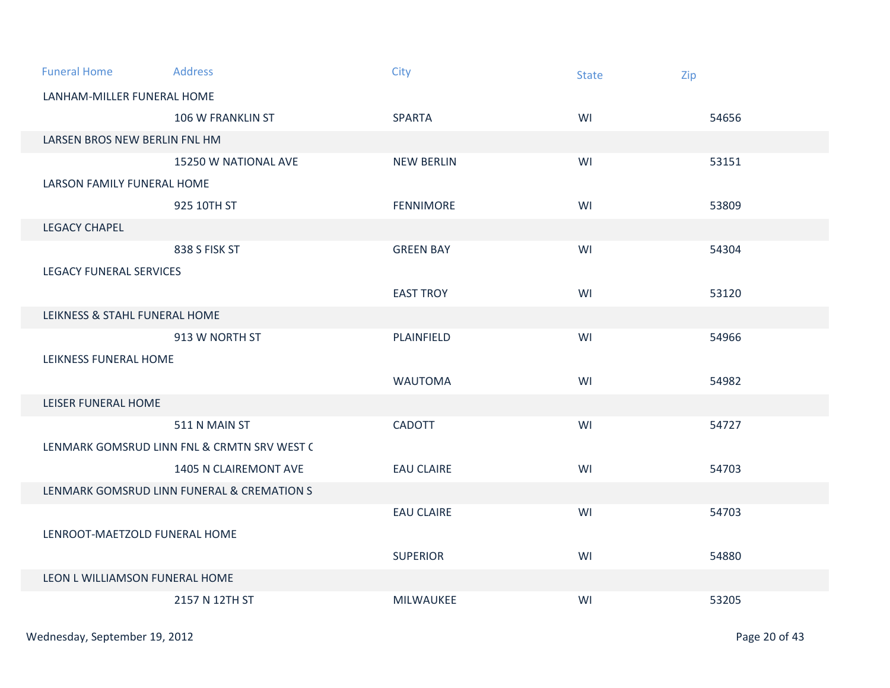| Funeral Home | Address | City | State | Zip |
|---|---|---|---|---|
| LANHAM-MILLER FUNERAL HOME | | | | |
| | 106 W FRANKLIN ST | SPARTA | WI | 54656 |
| LARSEN BROS NEW BERLIN FNL HM | | | | |
| | 15250 W NATIONAL AVE | NEW BERLIN | WI | 53151 |
| LARSON FAMILY FUNERAL HOME | | | | |
| | 925 10TH ST | FENNIMORE | WI | 53809 |
| LEGACY CHAPEL | | | | |
| | 838 S FISK ST | GREEN BAY | WI | 54304 |
| LEGACY FUNERAL SERVICES | | | | |
| | | EAST TROY | WI | 53120 |
| LEIKNESS & STAHL FUNERAL HOME | | | | |
| | 913 W NORTH ST | PLAINFIELD | WI | 54966 |
| LEIKNESS FUNERAL HOME | | | | |
| | | WAUTOMA | WI | 54982 |
| LEISER FUNERAL HOME | | | | |
| | 511 N MAIN ST | CADOTT | WI | 54727 |
| LENMARK GOMSRUD LINN FNL & CRMTN SRV WEST C | | | | |
| | 1405 N CLAIREMONT AVE | EAU CLAIRE | WI | 54703 |
| LENMARK GOMSRUD LINN FUNERAL & CREMATION S | | | | |
| | | EAU CLAIRE | WI | 54703 |
| LENROOT-MAETZOLD FUNERAL HOME | | | | |
| | | SUPERIOR | WI | 54880 |
| LEON L WILLIAMSON FUNERAL HOME | | | | |
| | 2157 N 12TH ST | MILWAUKEE | WI | 53205 |

Wednesday, September 19, 2012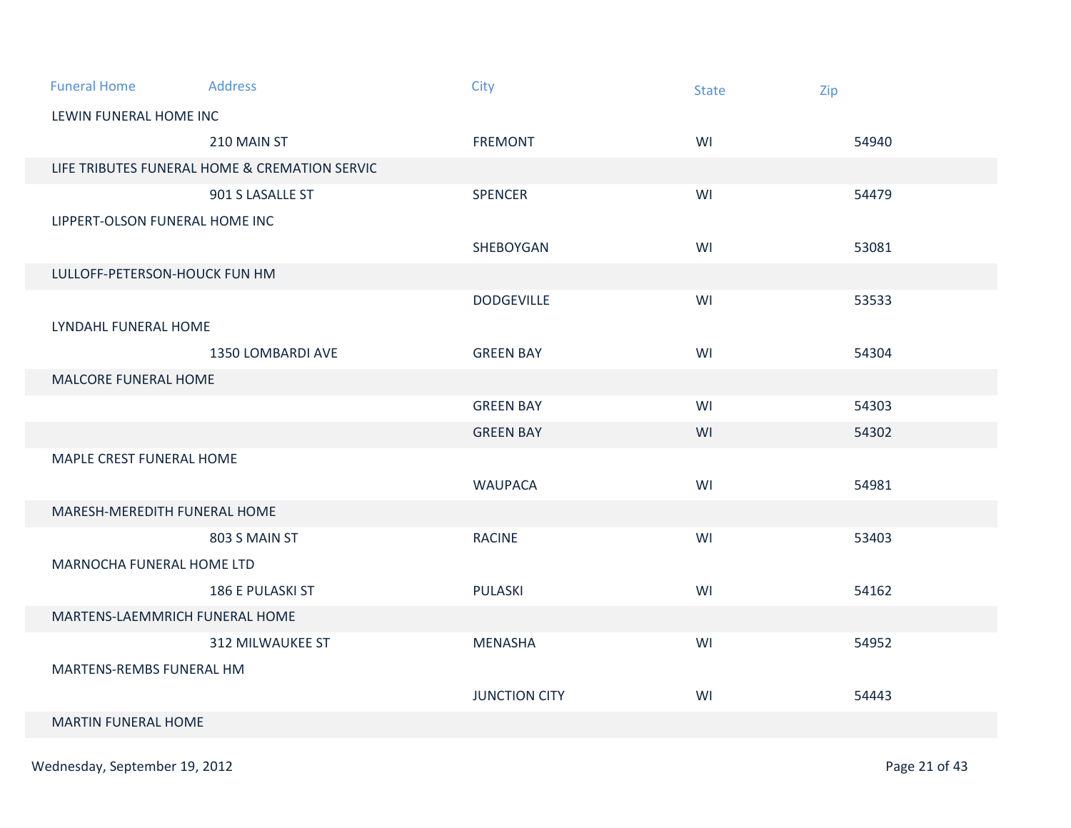| Funeral Home | Address | City | State | Zip |
|---|---|---|---|---|
| LEWIN FUNERAL HOME INC | | | | |
| | 210 MAIN ST | FREMONT | WI | 54940 |
| LIFE TRIBUTES FUNERAL HOME & CREMATION SERVIC | | | | |
| | 901 S LASALLE ST | SPENCER | WI | 54479 |
| LIPPERT-OLSON FUNERAL HOME INC | | | | |
| | | SHEBOYGAN | WI | 53081 |
| LULLOFF-PETERSON-HOUCK FUN HM | | | | |
| | | DODGEVILLE | WI | 53533 |
| LYNDAHL FUNERAL HOME | | | | |
| | 1350 LOMBARDI AVE | GREEN BAY | WI | 54304 |
| MALCORE FUNERAL HOME | | | | |
| | | GREEN BAY | WI | 54303 |
| | | GREEN BAY | WI | 54302 |
| MAPLE CREST FUNERAL HOME | | | | |
| | | WAUPACA | WI | 54981 |
| MARESH-MEREDITH FUNERAL HOME | | | | |
| | 803 S MAIN ST | RACINE | WI | 53403 |
| MARNOCHA FUNERAL HOME LTD | | | | |
| | 186 E PULASKI ST | PULASKI | WI | 54162 |
| MARTENS-LAEMMRICH FUNERAL HOME | | | | |
| | 312 MILWAUKEE ST | MENASHA | WI | 54952 |
| MARTENS-REMBS FUNERAL HM | | | | |
| | | JUNCTION CITY | WI | 54443 |
| MARTIN FUNERAL HOME | | | | |

Wednesday, September 19, 2012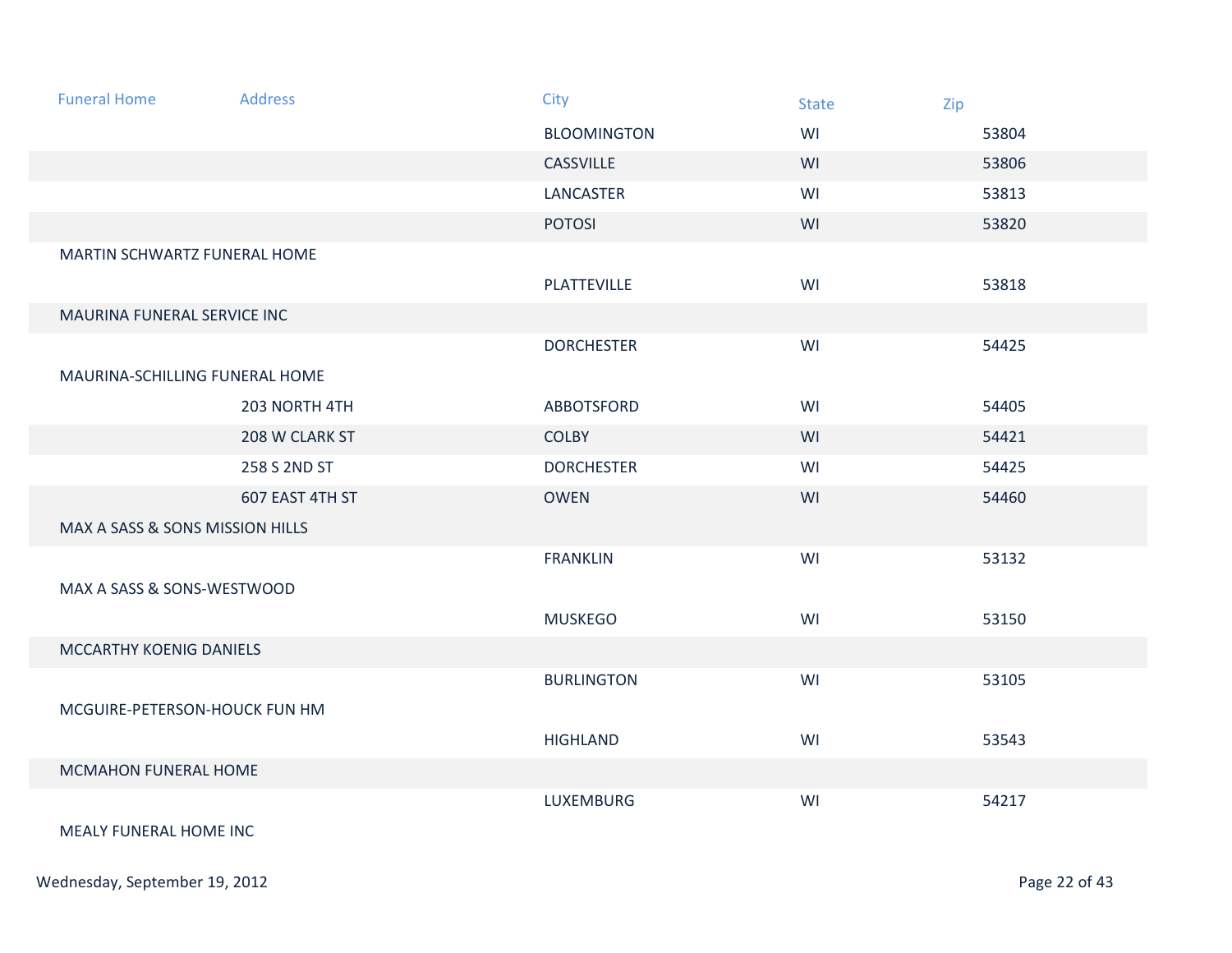| Funeral Home | Address | City | State | Zip |
| --- | --- | --- | --- | --- |
| | | BLOOMINGTON | WI | 53804 |
| | | CASSVILLE | WI | 53806 |
| | | LANCASTER | WI | 53813 |
| | | POTOSI | WI | 53820 |
| MARTIN SCHWARTZ FUNERAL HOME | | | | |
| | | PLATTEVILLE | WI | 53818 |
| MAURINA FUNERAL SERVICE INC | | | | |
| | | DORCHESTER | WI | 54425 |
| MAURINA-SCHILLING FUNERAL HOME | | | | |
| | 203 NORTH 4TH | ABBOTSFORD | WI | 54405 |
| | 208 W CLARK ST | COLBY | WI | 54421 |
| | 258 S 2ND ST | DORCHESTER | WI | 54425 |
| | 607 EAST 4TH ST | OWEN | WI | 54460 |
| MAX A SASS & SONS MISSION HILLS | | | | |
| | | FRANKLIN | WI | 53132 |
| MAX A SASS & SONS-WESTWOOD | | | | |
| | | MUSKEGO | WI | 53150 |
| MCCARTHY KOENIG DANIELS | | | | |
| | | BURLINGTON | WI | 53105 |
| MCGUIRE-PETERSON-HOUCK FUN HM | | | | |
| | | HIGHLAND | WI | 53543 |
| MCMAHON FUNERAL HOME | | | | |
| | | LUXEMBURG | WI | 54217 |
| MEALY FUNERAL HOME INC | | | | |

Wednesday, September 19, 2012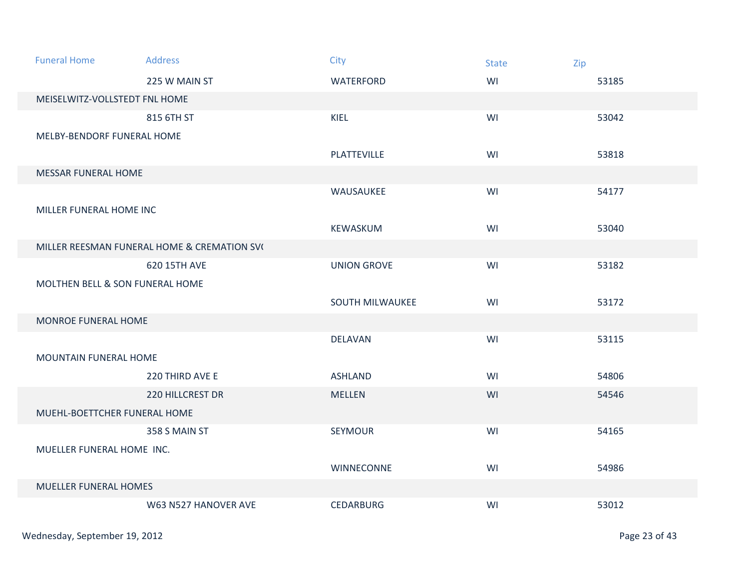| Funeral Home | Address | City | State | Zip |
| --- | --- | --- | --- | --- |
| | 225 W MAIN ST | WATERFORD | WI | 53185 |
| MEISELWITZ-VOLLSTEDT FNL HOME | | | | |
| | 815 6TH ST | KIEL | WI | 53042 |
| MELBY-BENDORF FUNERAL HOME | | | | |
| | | PLATTEVILLE | WI | 53818 |
| MESSAR FUNERAL HOME | | | | |
| | | WAUSAUKEE | WI | 54177 |
| MILLER FUNERAL HOME INC | | | | |
| | | KEWASKUM | WI | 53040 |
| MILLER REESMAN FUNERAL HOME & CREMATION SV( | | | | |
| | 620 15TH AVE | UNION GROVE | WI | 53182 |
| MOLTHEN BELL & SON FUNERAL HOME | | | | |
| | | SOUTH MILWAUKEE | WI | 53172 |
| MONROE FUNERAL HOME | | | | |
| | | DELAVAN | WI | 53115 |
| MOUNTAIN FUNERAL HOME | | | | |
| | 220 THIRD AVE E | ASHLAND | WI | 54806 |
| | 220 HILLCREST DR | MELLEN | WI | 54546 |
| MUEHL-BOETTCHER FUNERAL HOME | | | | |
| | 358 S MAIN ST | SEYMOUR | WI | 54165 |
| MUELLER FUNERAL HOME INC. | | | | |
| | | WINNECONNE | WI | 54986 |
| MUELLER FUNERAL HOMES | | | | |
| | W63 N527 HANOVER AVE | CEDARBURG | WI | 53012 |

Wednesday, September 19, 2012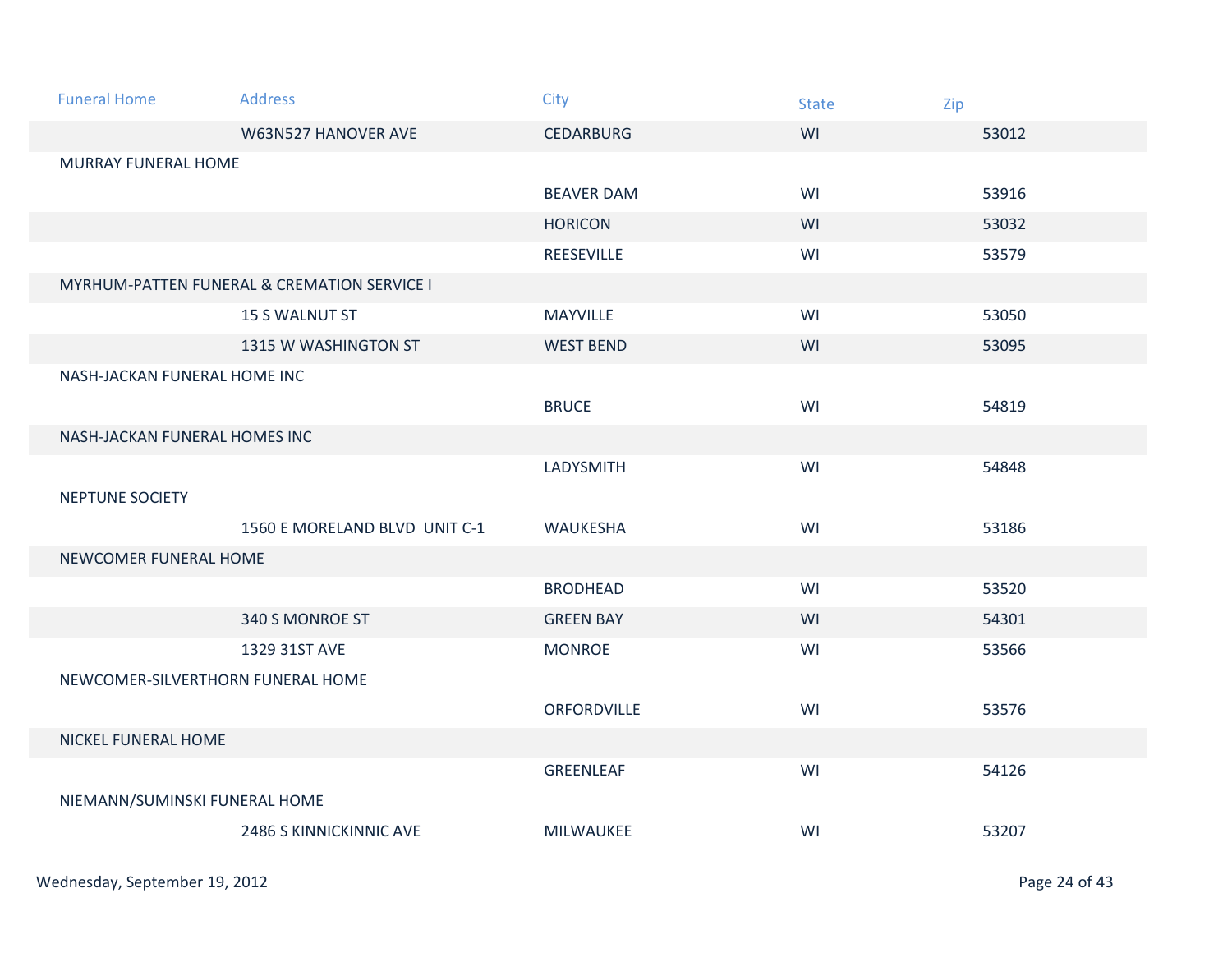| Funeral Home | Address | City | State | Zip |
|---|---|---|---|---|
| | W63N527 HANOVER AVE | CEDARBURG | WI | 53012 |
| MURRAY FUNERAL HOME | | | | |
| | | BEAVER DAM | WI | 53916 |
| | | HORICON | WI | 53032 |
| | | REESEVILLE | WI | 53579 |
| MYRHUM-PATTEN FUNERAL & CREMATION SERVICE I | | | | |
| | 15 S WALNUT ST | MAYVILLE | WI | 53050 |
| | 1315 W WASHINGTON ST | WEST BEND | WI | 53095 |
| NASH-JACKAN FUNERAL HOME INC | | | | |
| | | BRUCE | WI | 54819 |
| NASH-JACKAN FUNERAL HOMES INC | | | | |
| | | LADYSMITH | WI | 54848 |
| NEPTUNE SOCIETY | | | | |
| | 1560 E MORELAND BLVD UNIT C-1 | WAUKESHA | WI | 53186 |
| NEWCOMER FUNERAL HOME | | | | |
| | | BRODHEAD | WI | 53520 |
| | 340 S MONROE ST | GREEN BAY | WI | 54301 |
| | 1329 31ST AVE | MONROE | WI | 53566 |
| NEWCOMER-SILVERTHORN FUNERAL HOME | | | | |
| | | ORFORDVILLE | WI | 53576 |
| NICKEL FUNERAL HOME | | | | |
| | | GREENLEAF | WI | 54126 |
| NIEMANN/SUMINSKI FUNERAL HOME | | | | |
| | 2486 S KINNICKINNIC AVE | MILWAUKEE | WI | 53207 |

Wednesday, September 19, 2012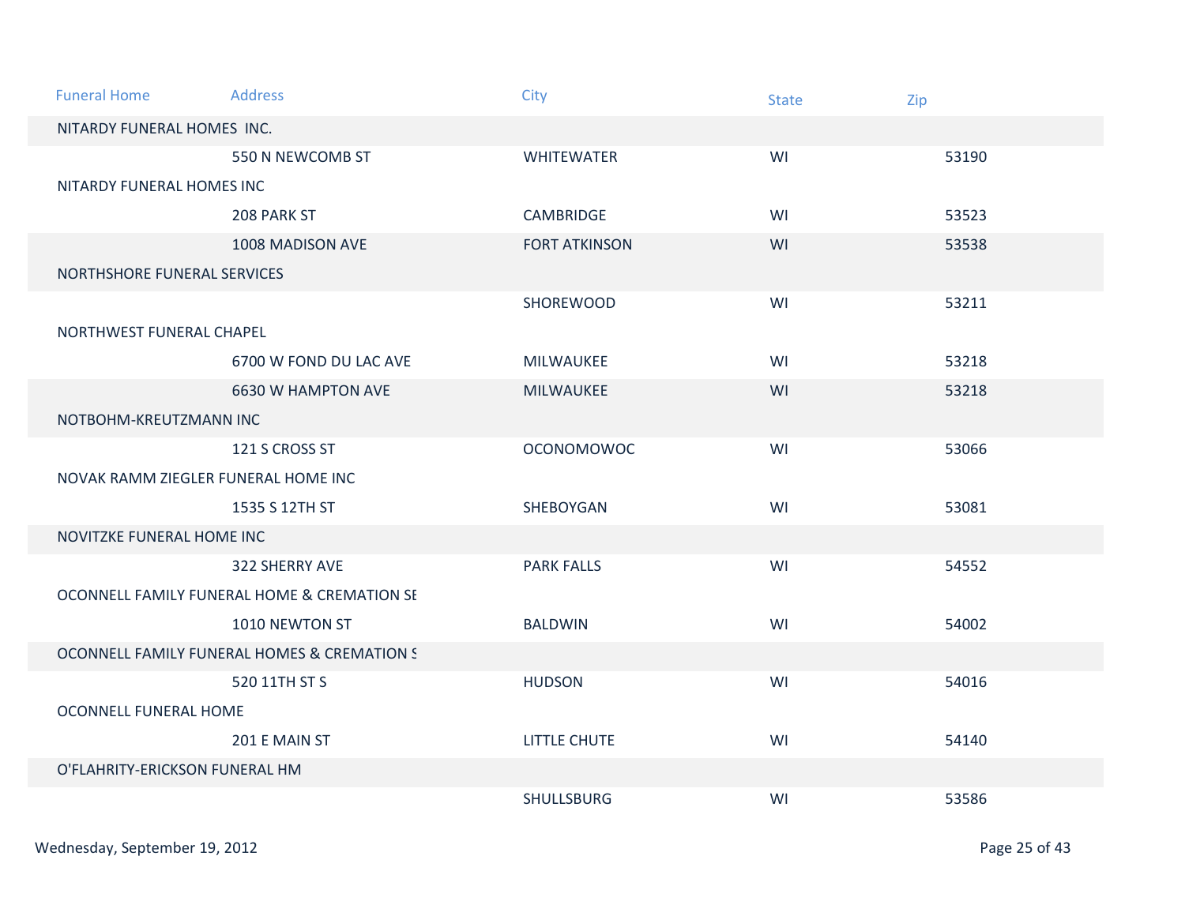| Funeral Home | Address | City | State | Zip |
|---|---|---|---|---|
| NITARDY FUNERAL HOMES INC. | | | | |
| | 550 N NEWCOMB ST | WHITEWATER | WI | 53190 |
| NITARDY FUNERAL HOMES INC | | | | |
| | 208 PARK ST | CAMBRIDGE | WI | 53523 |
| | 1008 MADISON AVE | FORT ATKINSON | WI | 53538 |
| NORTHSHORE FUNERAL SERVICES | | | | |
| | | SHOREWOOD | WI | 53211 |
| NORTHWEST FUNERAL CHAPEL | | | | |
| | 6700 W FOND DU LAC AVE | MILWAUKEE | WI | 53218 |
| | 6630 W HAMPTON AVE | MILWAUKEE | WI | 53218 |
| NOTBOHM-KREUTZMANN INC | | | | |
| | 121 S CROSS ST | OCONOMOWOC | WI | 53066 |
| NOVAK RAMM ZIEGLER FUNERAL HOME INC | | | | |
| | 1535 S 12TH ST | SHEBOYGAN | WI | 53081 |
| NOVITZKE FUNERAL HOME INC | | | | |
| | 322 SHERRY AVE | PARK FALLS | WI | 54552 |
| OCONNELL FAMILY FUNERAL HOME & CREMATION SE | | | | |
| | 1010 NEWTON ST | BALDWIN | WI | 54002 |
| OCONNELL FAMILY FUNERAL HOMES & CREMATION S | | | | |
| | 520 11TH ST S | HUDSON | WI | 54016 |
| OCONNELL FUNERAL HOME | | | | |
| | 201 E MAIN ST | LITTLE CHUTE | WI | 54140 |
| O'FLAHRITY-ERICKSON FUNERAL HM | | | | |
| | | SHULLSBURG | WI | 53586 |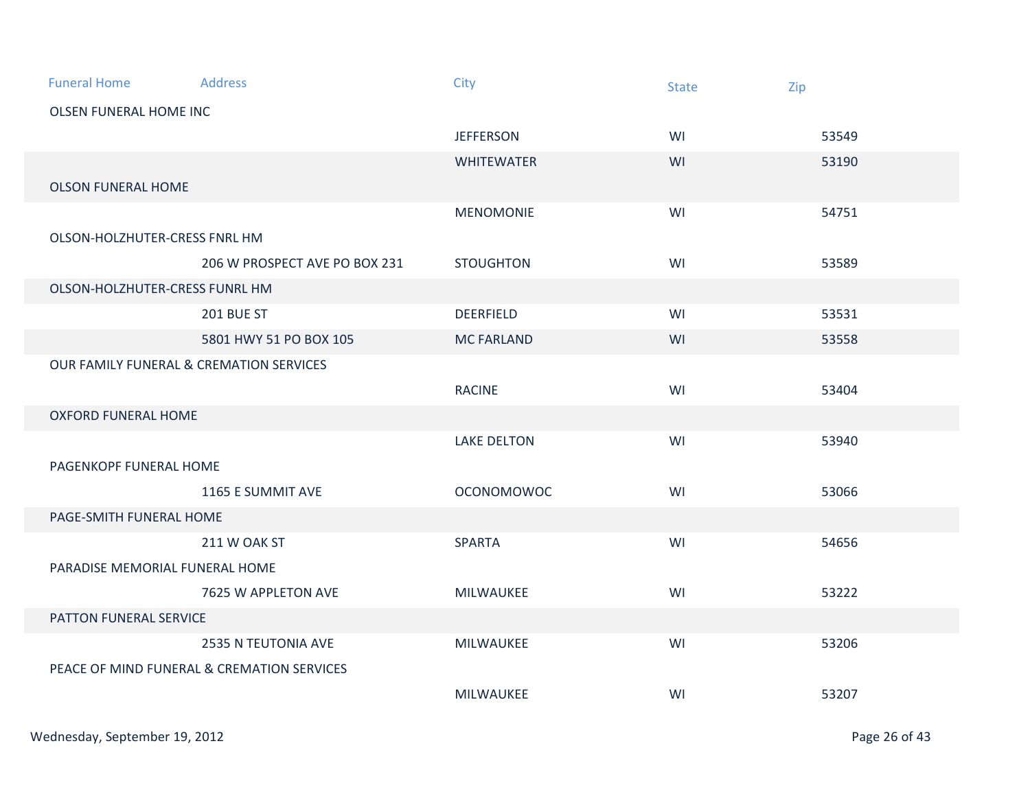| Funeral Home | Address | City | State | Zip |
|---|---|---|---|---|
| OLSEN FUNERAL HOME INC | | | | |
| | | JEFFERSON | WI | 53549 |
| | | WHITEWATER | WI | 53190 |
| OLSON FUNERAL HOME | | | | |
| | | MENOMONIE | WI | 54751 |
| OLSON-HOLZHUTER-CRESS FNRL HM | | | | |
| | 206 W PROSPECT AVE PO BOX 231 | STOUGHTON | WI | 53589 |
| OLSON-HOLZHUTER-CRESS FUNRL HM | | | | |
| | 201 BUE ST | DEERFIELD | WI | 53531 |
| | 5801 HWY 51 PO BOX 105 | MC FARLAND | WI | 53558 |
| OUR FAMILY FUNERAL & CREMATION SERVICES | | | | |
| | | RACINE | WI | 53404 |
| OXFORD FUNERAL HOME | | | | |
| | | LAKE DELTON | WI | 53940 |
| PAGENKOPF FUNERAL HOME | | | | |
| | 1165 E SUMMIT AVE | OCONOMOWOC | WI | 53066 |
| PAGE-SMITH FUNERAL HOME | | | | |
| | 211 W OAK ST | SPARTA | WI | 54656 |
| PARADISE MEMORIAL FUNERAL HOME | | | | |
| | 7625 W APPLETON AVE | MILWAUKEE | WI | 53222 |
| PATTON FUNERAL SERVICE | | | | |
| | 2535 N TEUTONIA AVE | MILWAUKEE | WI | 53206 |
| PEACE OF MIND FUNERAL & CREMATION SERVICES | | | | |
| | | MILWAUKEE | WI | 53207 |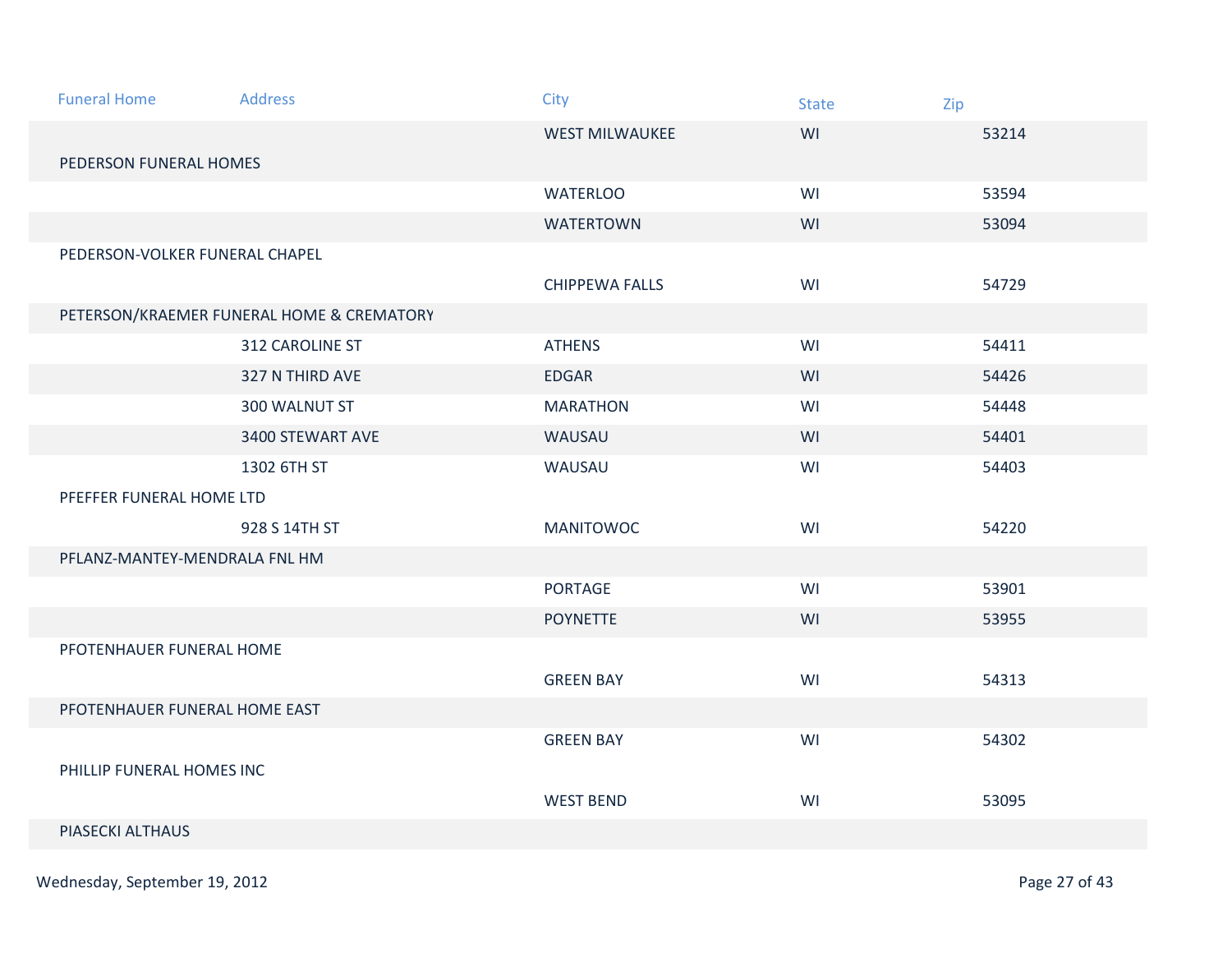| Funeral Home | Address | City | State | Zip |
|---|---|---|---|---|
| | | WEST MILWAUKEE | WI | 53214 |
| PEDERSON FUNERAL HOMES | | | | |
| | | WATERLOO | WI | 53594 |
| | | WATERTOWN | WI | 53094 |
| PEDERSON-VOLKER FUNERAL CHAPEL | | | | |
| | | CHIPPEWA FALLS | WI | 54729 |
| PETERSON/KRAEMER FUNERAL HOME & CREMATORY | | | | |
| | 312 CAROLINE ST | ATHENS | WI | 54411 |
| | 327 N THIRD AVE | EDGAR | WI | 54426 |
| | 300 WALNUT ST | MARATHON | WI | 54448 |
| | 3400 STEWART AVE | WAUSAU | WI | 54401 |
| | 1302 6TH ST | WAUSAU | WI | 54403 |
| PFEFFER FUNERAL HOME LTD | | | | |
| | 928 S 14TH ST | MANITOWOC | WI | 54220 |
| PFLANZ-MANTEY-MENDRALA FNL HM | | | | |
| | | PORTAGE | WI | 53901 |
| | | POYNETTE | WI | 53955 |
| PFOTENHAUER FUNERAL HOME | | | | |
| | | GREEN BAY | WI | 54313 |
| PFOTENHAUER FUNERAL HOME EAST | | | | |
| | | GREEN BAY | WI | 54302 |
| PHILLIP FUNERAL HOMES INC | | | | |
| | | WEST BEND | WI | 53095 |
| PIASECKI ALTHAUS | | | | |

Wednesday, September 19, 2012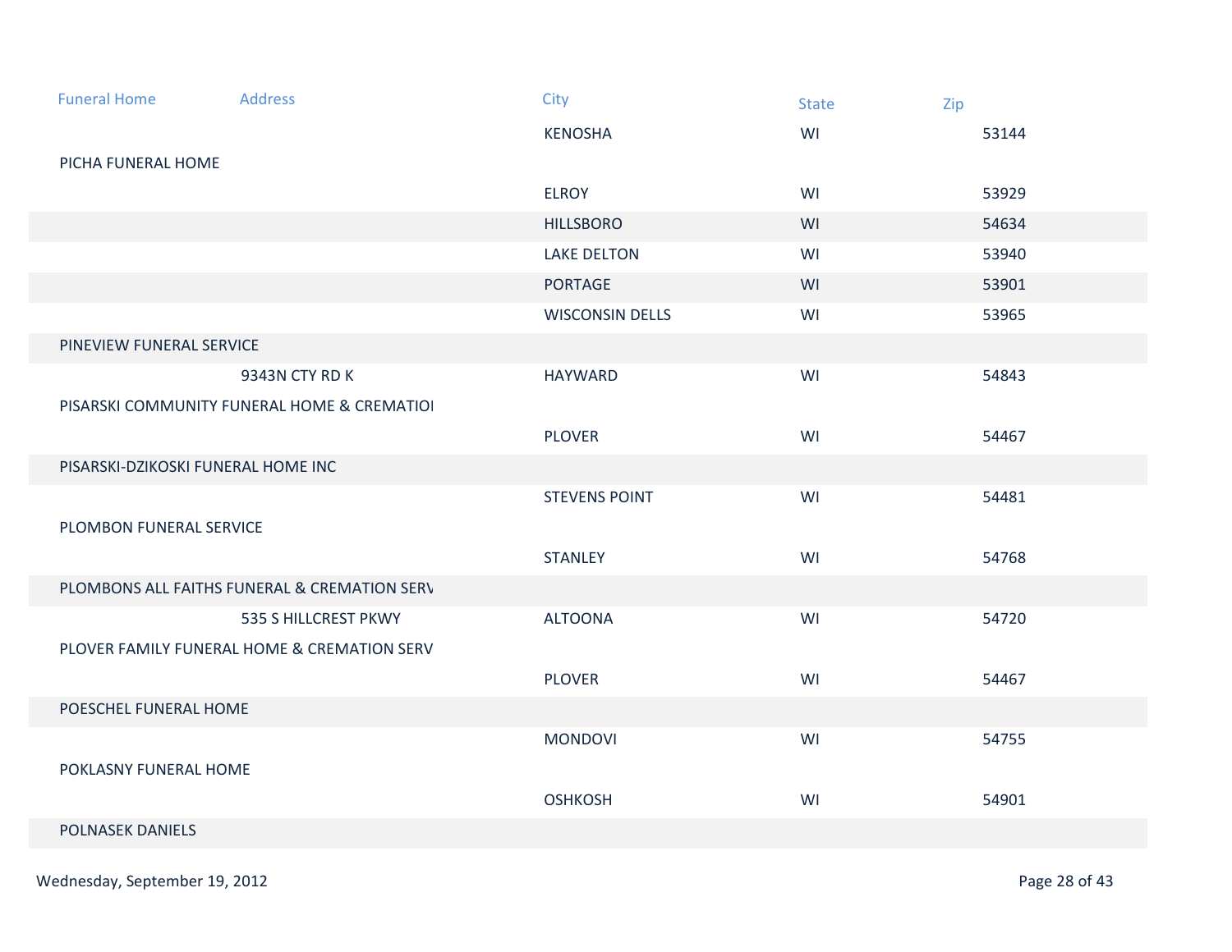| Funeral Home | Address | City | State | Zip |
| --- | --- | --- | --- | --- |
| | | KENOSHA | WI | 53144 |
| PICHA FUNERAL HOME | | | | |
| | | ELROY | WI | 53929 |
| | | HILLSBORO | WI | 54634 |
| | | LAKE DELTON | WI | 53940 |
| | | PORTAGE | WI | 53901 |
| | | WISCONSIN DELLS | WI | 53965 |
| PINEVIEW FUNERAL SERVICE | | | | |
| | 9343N CTY RD K | HAYWARD | WI | 54843 |
| PISARSKI COMMUNITY FUNERAL HOME & CREMATIOI | | | | |
| | | PLOVER | WI | 54467 |
| PISARSKI-DZIKOSKI FUNERAL HOME INC | | | | |
| | | STEVENS POINT | WI | 54481 |
| PLOMBON FUNERAL SERVICE | | | | |
| | | STANLEY | WI | 54768 |
| PLOMBONS ALL FAITHS FUNERAL & CREMATION SERV | | | | |
| | 535 S HILLCREST PKWY | ALTOONA | WI | 54720 |
| PLOVER FAMILY FUNERAL HOME & CREMATION SERV | | | | |
| | | PLOVER | WI | 54467 |
| POESCHEL FUNERAL HOME | | | | |
| | | MONDOVI | WI | 54755 |
| POKLASNY FUNERAL HOME | | | | |
| | | OSHKOSH | WI | 54901 |
| POLNASEK DANIELS | | | | |

Wednesday, September 19, 2012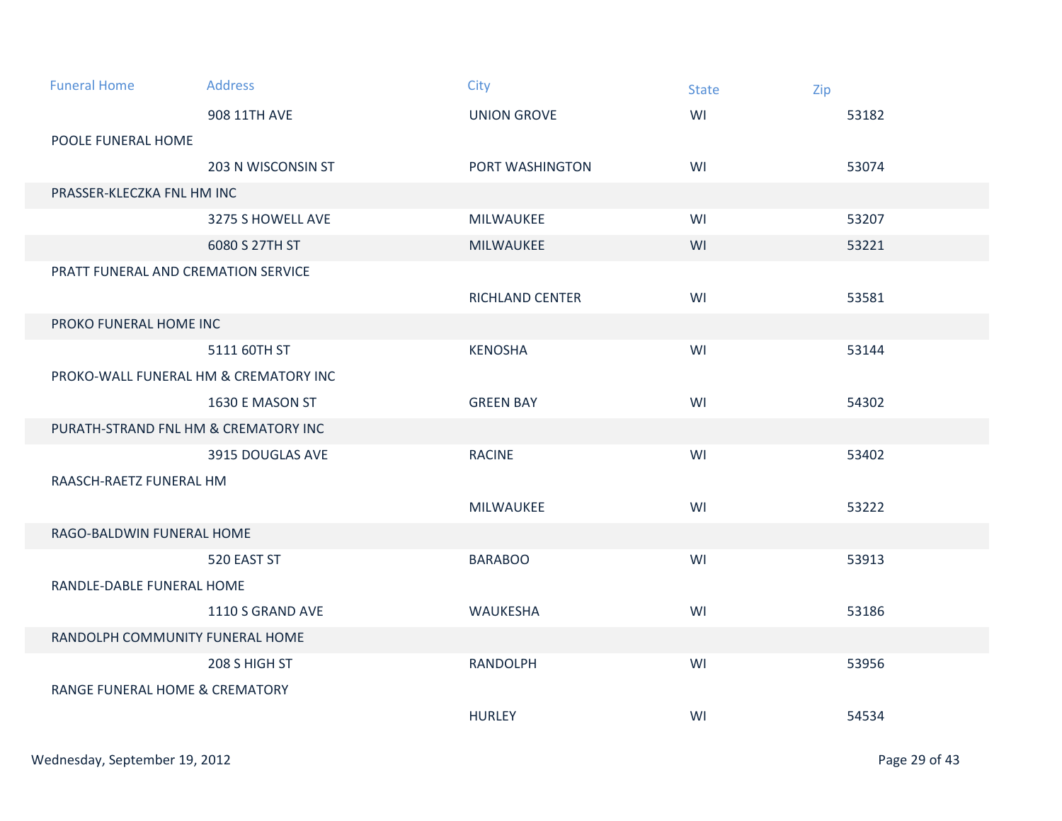| Funeral Home | Address | City | State | Zip |
|---|---|---|---|---|
| | 908 11TH AVE | UNION GROVE | WI | 53182 |
| POOLE FUNERAL HOME | | | | |
| | 203 N WISCONSIN ST | PORT WASHINGTON | WI | 53074 |
| PRASSER-KLECZKA FNL HM INC | | | | |
| | 3275 S HOWELL AVE | MILWAUKEE | WI | 53207 |
| | 6080 S 27TH ST | MILWAUKEE | WI | 53221 |
| PRATT FUNERAL AND CREMATION SERVICE | | | | |
| | | RICHLAND CENTER | WI | 53581 |
| PROKO FUNERAL HOME INC | | | | |
| | 5111 60TH ST | KENOSHA | WI | 53144 |
| PROKO-WALL FUNERAL HM & CREMATORY INC | | | | |
| | 1630 E MASON ST | GREEN BAY | WI | 54302 |
| PURATH-STRAND FNL HM & CREMATORY INC | | | | |
| | 3915 DOUGLAS AVE | RACINE | WI | 53402 |
| RAASCH-RAETZ FUNERAL HM | | | | |
| | | MILWAUKEE | WI | 53222 |
| RAGO-BALDWIN FUNERAL HOME | | | | |
| | 520 EAST ST | BARABOO | WI | 53913 |
| RANDLE-DABLE FUNERAL HOME | | | | |
| | 1110 S GRAND AVE | WAUKESHA | WI | 53186 |
| RANDOLPH COMMUNITY FUNERAL HOME | | | | |
| | 208 S HIGH ST | RANDOLPH | WI | 53956 |
| RANGE FUNERAL HOME & CREMATORY | | | | |
| | | HURLEY | WI | 54534 |

Wednesday, September 19, 2012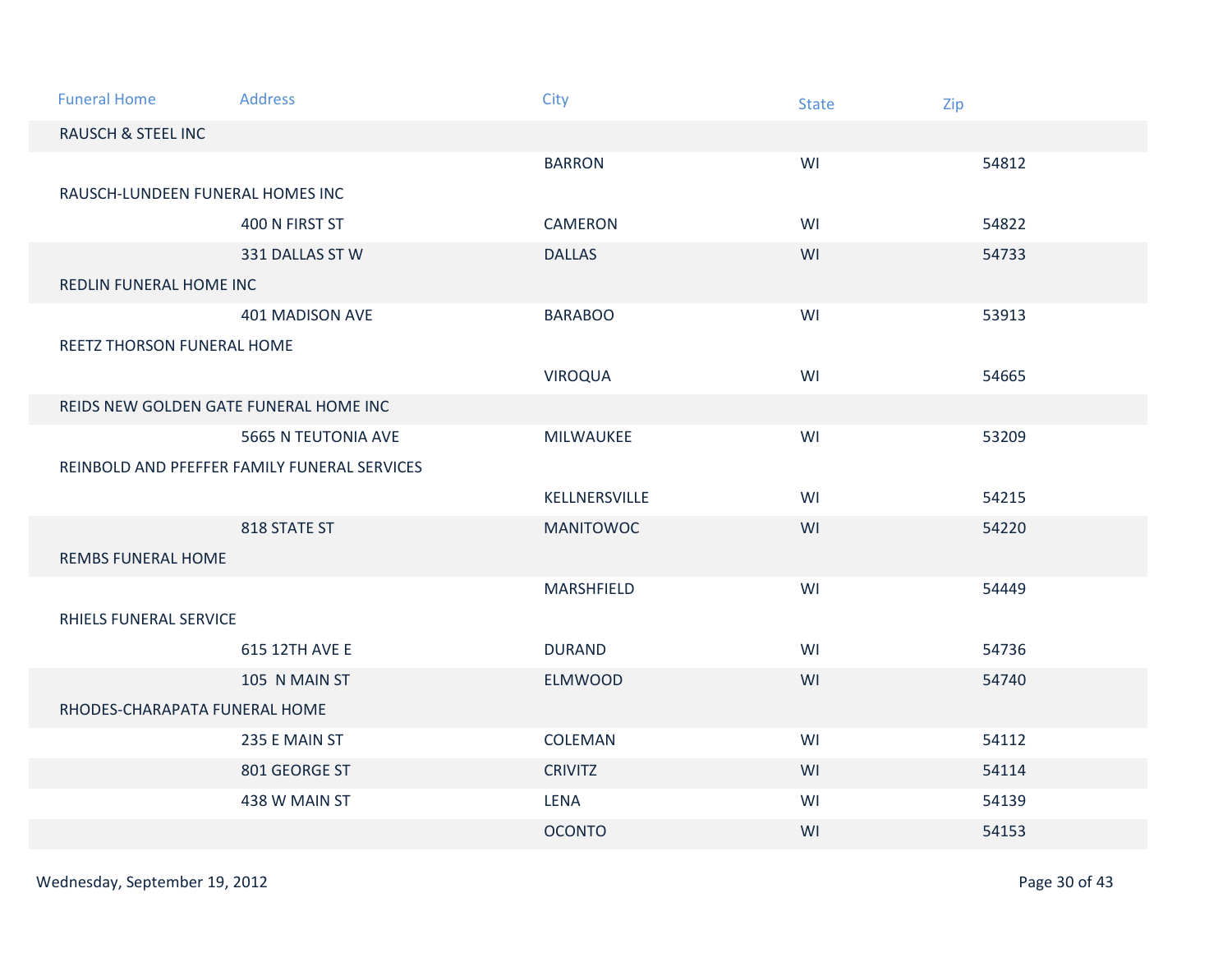| Funeral Home | Address | City | State | Zip |
|---|---|---|---|---|
| RAUSCH & STEEL INC | | | | |
| | | BARRON | WI | 54812 |
| RAUSCH-LUNDEEN FUNERAL HOMES INC | | | | |
| | 400 N FIRST ST | CAMERON | WI | 54822 |
| | 331 DALLAS ST W | DALLAS | WI | 54733 |
| REDLIN FUNERAL HOME INC | | | | |
| | 401 MADISON AVE | BARABOO | WI | 53913 |
| REETZ THORSON FUNERAL HOME | | | | |
| | | VIROQUA | WI | 54665 |
| REIDS NEW GOLDEN GATE FUNERAL HOME INC | | | | |
| | 5665 N TEUTONIA AVE | MILWAUKEE | WI | 53209 |
| REINBOLD AND PFEFFER FAMILY FUNERAL SERVICES | | | | |
| | | KELLNERSVILLE | WI | 54215 |
| | 818 STATE ST | MANITOWOC | WI | 54220 |
| REMBS FUNERAL HOME | | | | |
| | | MARSHFIELD | WI | 54449 |
| RHIELS FUNERAL SERVICE | | | | |
| | 615 12TH AVE E | DURAND | WI | 54736 |
| | 105 N MAIN ST | ELMWOOD | WI | 54740 |
| RHODES-CHARAPATA FUNERAL HOME | | | | |
| | 235 E MAIN ST | COLEMAN | WI | 54112 |
| | 801 GEORGE ST | CRIVITZ | WI | 54114 |
| | 438 W MAIN ST | LENA | WI | 54139 |
| | | OCONTO | WI | 54153 |

Wednesday, September 19, 2012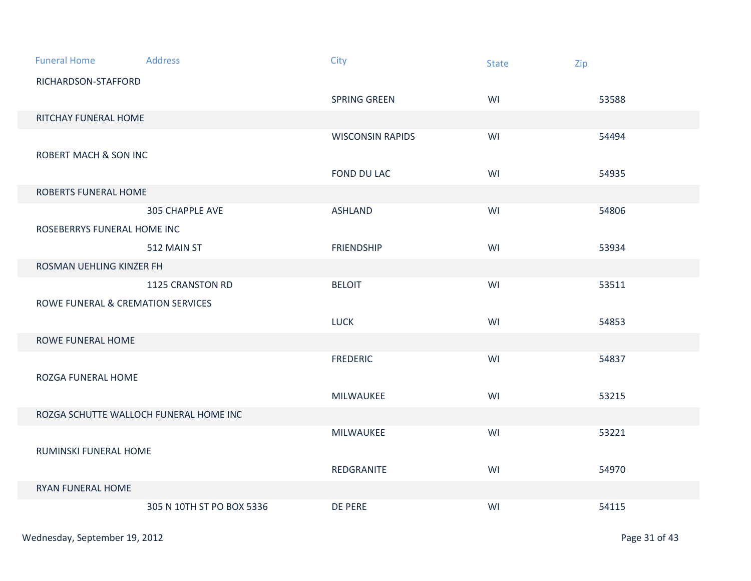| Funeral Home | Address | City | State | Zip |
|---|---|---|---|---|
| RICHARDSON-STAFFORD | | SPRING GREEN | WI | 53588 |
| RITCHAY FUNERAL HOME | | WISCONSIN RAPIDS | WI | 54494 |
| ROBERT MACH & SON INC | | FOND DU LAC | WI | 54935 |
| ROBERTS FUNERAL HOME | 305 CHAPPLE AVE | ASHLAND | WI | 54806 |
| ROSEBERRYS FUNERAL HOME INC | 512 MAIN ST | FRIENDSHIP | WI | 53934 |
| ROSMAN UEHLING KINZER FH | 1125 CRANSTON RD | BELOIT | WI | 53511 |
| ROWE FUNERAL & CREMATION SERVICES | | LUCK | WI | 54853 |
| ROWE FUNERAL HOME | | FREDERIC | WI | 54837 |
| ROZGA FUNERAL HOME | | MILWAUKEE | WI | 53215 |
| ROZGA SCHUTTE WALLOCH FUNERAL HOME INC | | MILWAUKEE | WI | 53221 |
| RUMINSKI FUNERAL HOME | | REDGRANITE | WI | 54970 |
| RYAN FUNERAL HOME | 305 N 10TH ST PO BOX 5336 | DE PERE | WI | 54115 |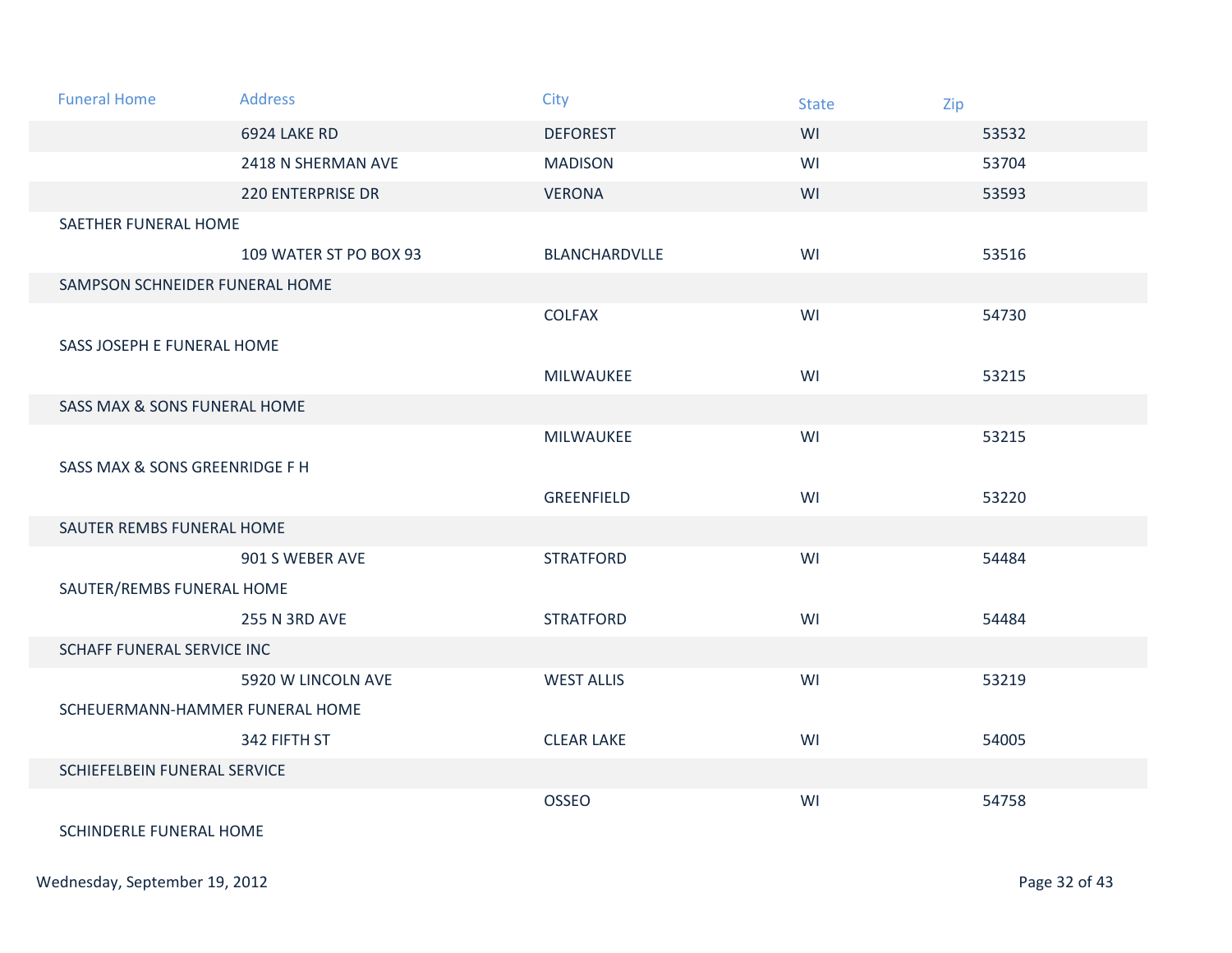| Funeral Home | Address | City | State | Zip |
|---|---|---|---|---|
| | 6924 LAKE RD | DEFOREST | WI | 53532 |
| | 2418 N SHERMAN AVE | MADISON | WI | 53704 |
| | 220 ENTERPRISE DR | VERONA | WI | 53593 |
| SAETHER FUNERAL HOME | | | | |
| | 109 WATER ST PO BOX 93 | BLANCHARDVLLE | WI | 53516 |
| SAMPSON SCHNEIDER FUNERAL HOME | | | | |
| | | COLFAX | WI | 54730 |
| SASS JOSEPH E FUNERAL HOME | | | | |
| | | MILWAUKEE | WI | 53215 |
| SASS MAX & SONS FUNERAL HOME | | | | |
| | | MILWAUKEE | WI | 53215 |
| SASS MAX & SONS GREENRIDGE F H | | | | |
| | | GREENFIELD | WI | 53220 |
| SAUTER REMBS FUNERAL HOME | | | | |
| | 901 S WEBER AVE | STRATFORD | WI | 54484 |
| SAUTER/REMBS FUNERAL HOME | | | | |
| | 255 N 3RD AVE | STRATFORD | WI | 54484 |
| SCHAFF FUNERAL SERVICE INC | | | | |
| | 5920 W LINCOLN AVE | WEST ALLIS | WI | 53219 |
| SCHEUERMANN-HAMMER FUNERAL HOME | | | | |
| | 342 FIFTH ST | CLEAR LAKE | WI | 54005 |
| SCHIEFELBEIN FUNERAL SERVICE | | | | |
| | | OSSEO | WI | 54758 |
| SCHINDERLE FUNERAL HOME | | | | |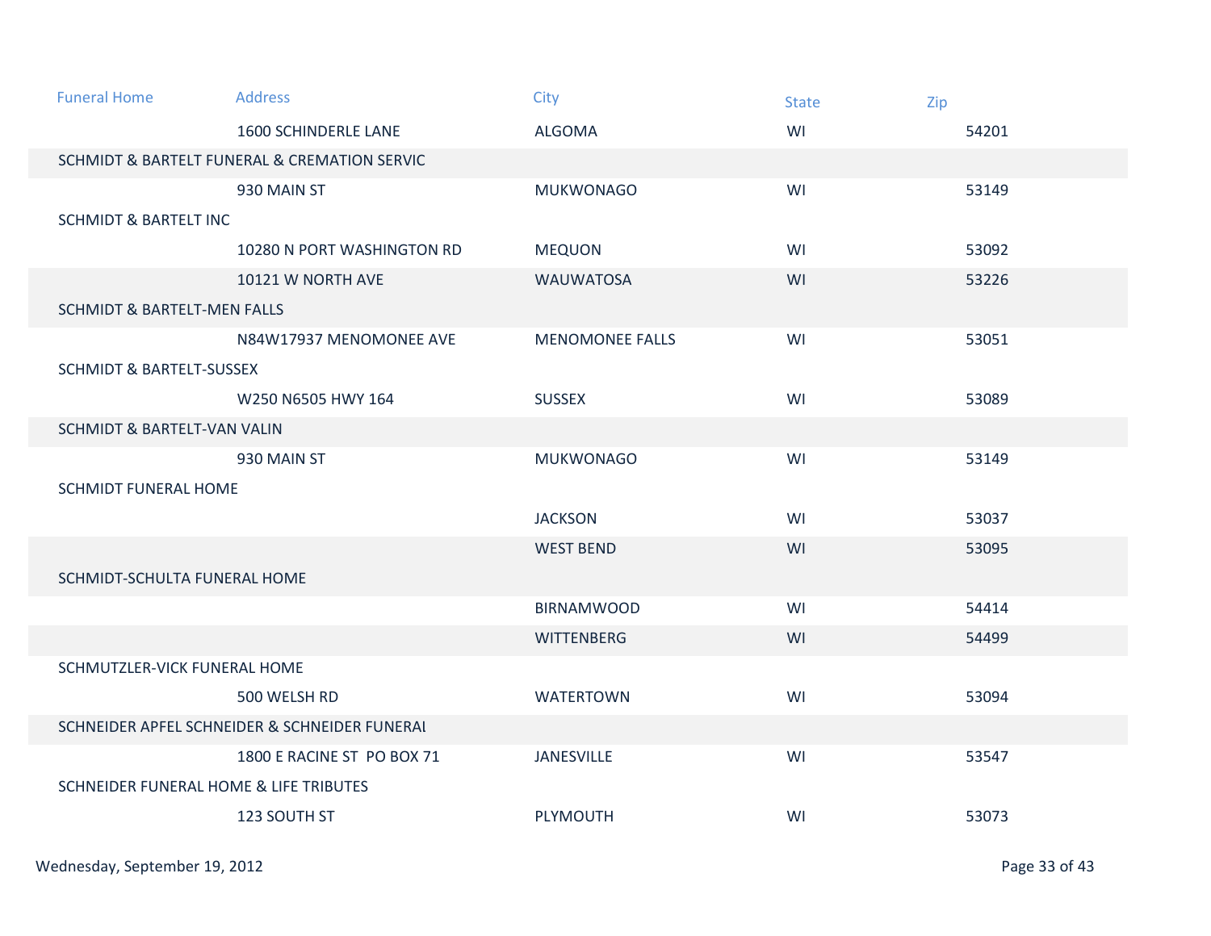| Funeral Home | Address | City | State | Zip |
|---|---|---|---|---|
| | 1600 SCHINDERLE LANE | ALGOMA | WI | 54201 |
| SCHMIDT & BARTELT FUNERAL & CREMATION SERVIC | | | | |
| | 930 MAIN ST | MUKWONAGO | WI | 53149 |
| SCHMIDT & BARTELT INC | | | | |
| | 10280 N PORT WASHINGTON RD | MEQUON | WI | 53092 |
| | 10121 W NORTH AVE | WAUWATOSA | WI | 53226 |
| SCHMIDT & BARTELT-MEN FALLS | | | | |
| | N84W17937 MENOMONEE AVE | MENOMONEE FALLS | WI | 53051 |
| SCHMIDT & BARTELT-SUSSEX | | | | |
| | W250 N6505 HWY 164 | SUSSEX | WI | 53089 |
| SCHMIDT & BARTELT-VAN VALIN | | | | |
| | 930 MAIN ST | MUKWONAGO | WI | 53149 |
| SCHMIDT FUNERAL HOME | | | | |
| | | JACKSON | WI | 53037 |
| | | WEST BEND | WI | 53095 |
| SCHMIDT-SCHULTA FUNERAL HOME | | | | |
| | | BIRNAMWOOD | WI | 54414 |
| | | WITTENBERG | WI | 54499 |
| SCHMUTZLER-VICK FUNERAL HOME | | | | |
| | 500 WELSH RD | WATERTOWN | WI | 53094 |
| SCHNEIDER APFEL SCHNEIDER & SCHNEIDER FUNERAI | | | | |
| | 1800 E RACINE ST PO BOX 71 | JANESVILLE | WI | 53547 |
| SCHNEIDER FUNERAL HOME & LIFE TRIBUTES | | | | |
| | 123 SOUTH ST | PLYMOUTH | WI | 53073 |

Wednesday, September 19, 2012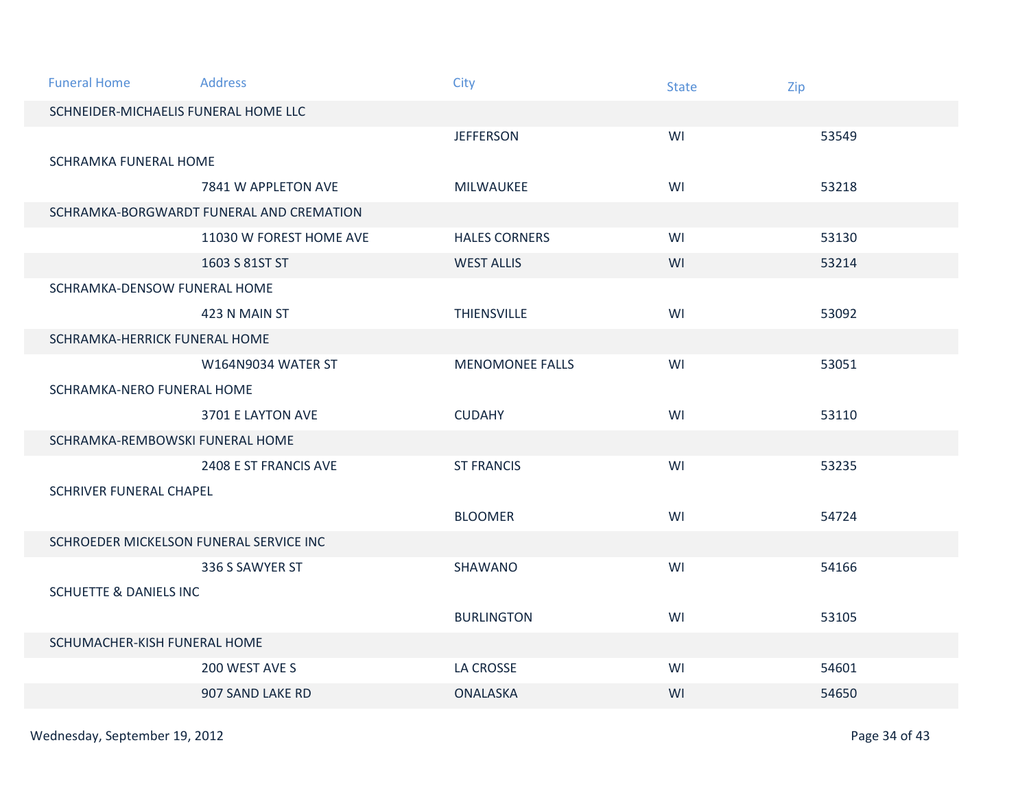| Funeral Home | Address | City | State | Zip |
| --- | --- | --- | --- | --- |
| SCHNEIDER-MICHAELIS FUNERAL HOME LLC | | | | |
| | | JEFFERSON | WI | 53549 |
| SCHRAMKA FUNERAL HOME | | | | |
| | 7841 W APPLETON AVE | MILWAUKEE | WI | 53218 |
| SCHRAMKA-BORGWARDT FUNERAL AND CREMATION | | | | |
| | 11030 W FOREST HOME AVE | HALES CORNERS | WI | 53130 |
| | 1603 S 81ST ST | WEST ALLIS | WI | 53214 |
| SCHRAMKA-DENSOW FUNERAL HOME | | | | |
| | 423 N MAIN ST | THIENSVILLE | WI | 53092 |
| SCHRAMKA-HERRICK FUNERAL HOME | | | | |
| | W164N9034 WATER ST | MENOMONEE FALLS | WI | 53051 |
| SCHRAMKA-NERO FUNERAL HOME | | | | |
| | 3701 E LAYTON AVE | CUDAHY | WI | 53110 |
| SCHRAMKA-REMBOWSKI FUNERAL HOME | | | | |
| | 2408 E ST FRANCIS AVE | ST FRANCIS | WI | 53235 |
| SCHRIVER FUNERAL CHAPEL | | | | |
| | | BLOOMER | WI | 54724 |
| SCHROEDER MICKELSON FUNERAL SERVICE INC | | | | |
| | 336 S SAWYER ST | SHAWANO | WI | 54166 |
| SCHUETTE & DANIELS INC | | | | |
| | | BURLINGTON | WI | 53105 |
| SCHUMACHER-KISH FUNERAL HOME | | | | |
| | 200 WEST AVE S | LA CROSSE | WI | 54601 |
| | 907 SAND LAKE RD | ONALASKA | WI | 54650 |

Wednesday, September 19, 2012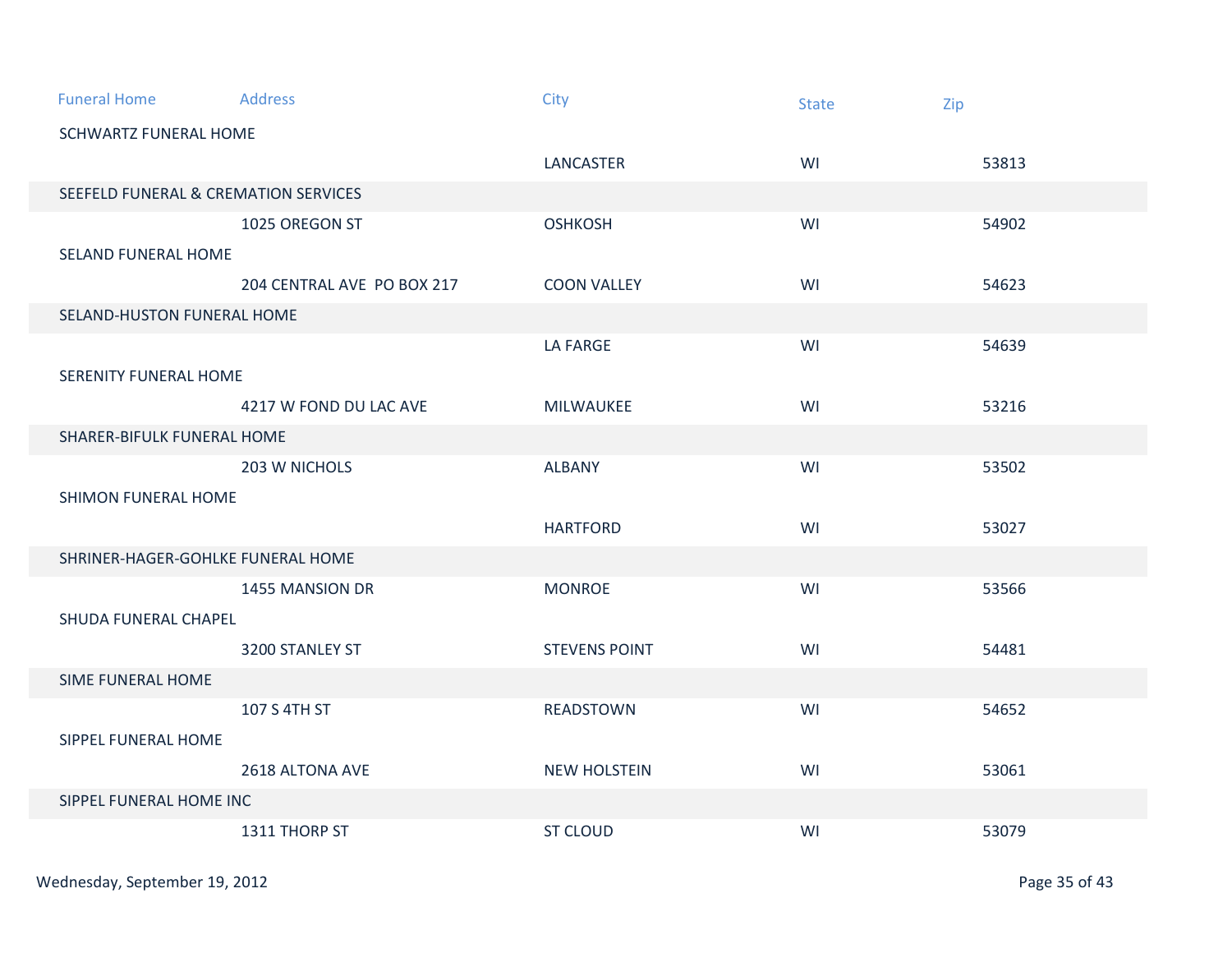| Funeral Home | Address | City | State | Zip |
|---|---|---|---|---|
| SCHWARTZ FUNERAL HOME | | LANCASTER | WI | 53813 |
| SEEFELD FUNERAL & CREMATION SERVICES | 1025 OREGON ST | OSHKOSH | WI | 54902 |
| SELAND FUNERAL HOME | 204 CENTRAL AVE  PO BOX 217 | COON VALLEY | WI | 54623 |
| SELAND-HUSTON FUNERAL HOME | | LA FARGE | WI | 54639 |
| SERENITY FUNERAL HOME | 4217 W FOND DU LAC AVE | MILWAUKEE | WI | 53216 |
| SHARER-BIFULK FUNERAL HOME | 203 W NICHOLS | ALBANY | WI | 53502 |
| SHIMON FUNERAL HOME | | HARTFORD | WI | 53027 |
| SHRINER-HAGER-GOHLKE FUNERAL HOME | 1455 MANSION DR | MONROE | WI | 53566 |
| SHUDA FUNERAL CHAPEL | 3200 STANLEY ST | STEVENS POINT | WI | 54481 |
| SIME FUNERAL HOME | 107 S 4TH ST | READSTOWN | WI | 54652 |
| SIPPEL FUNERAL HOME | 2618 ALTONA AVE | NEW HOLSTEIN | WI | 53061 |
| SIPPEL FUNERAL HOME INC | 1311 THORP ST | ST CLOUD | WI | 53079 |

Wednesday, September 19, 2012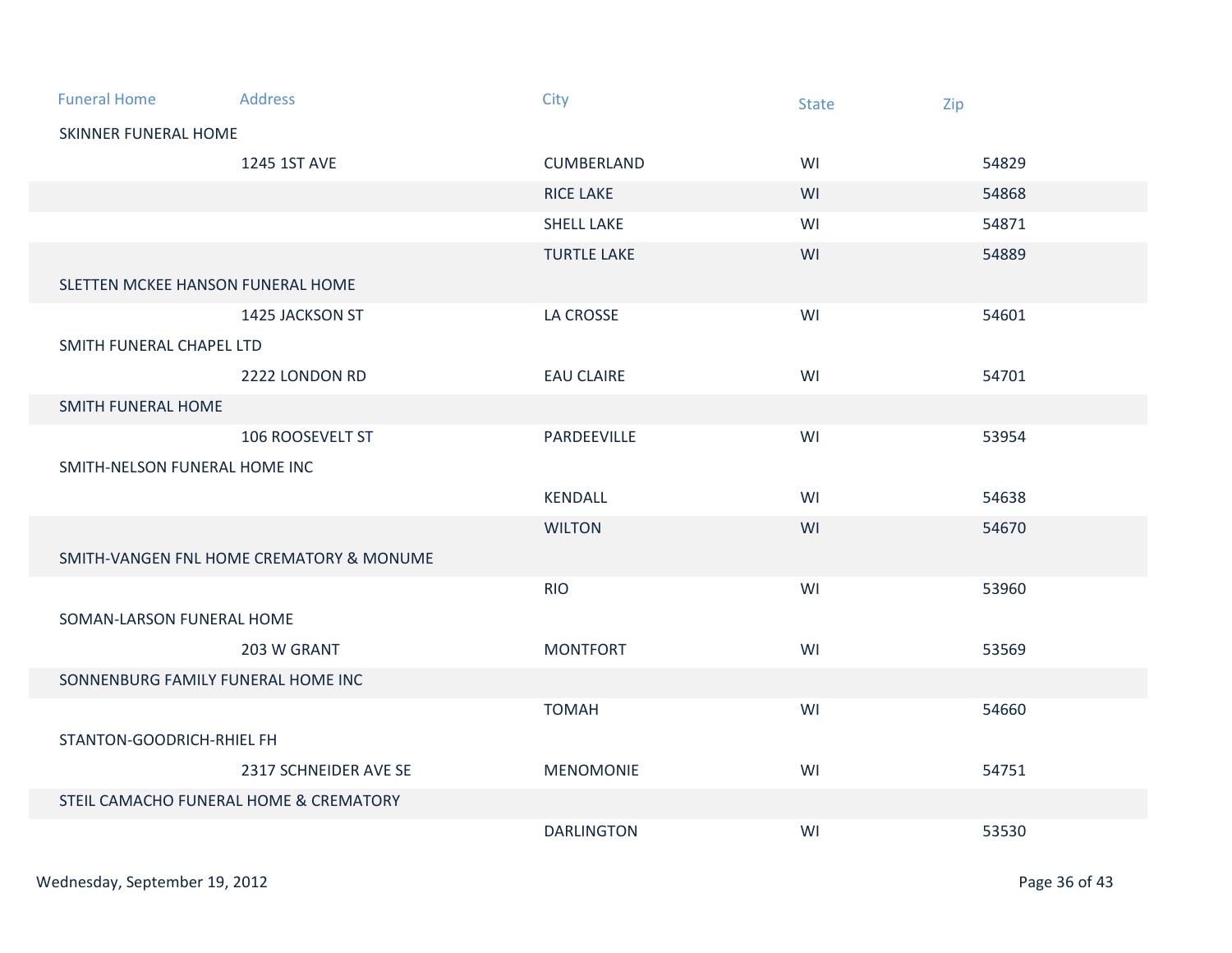| Funeral Home | Address | City | State | Zip |
| --- | --- | --- | --- | --- |
| SKINNER FUNERAL HOME | | | | |
| | 1245 1ST AVE | CUMBERLAND | WI | 54829 |
| | | RICE LAKE | WI | 54868 |
| | | SHELL LAKE | WI | 54871 |
| | | TURTLE LAKE | WI | 54889 |
| SLETTEN MCKEE HANSON FUNERAL HOME | | | | |
| | 1425 JACKSON ST | LA CROSSE | WI | 54601 |
| SMITH FUNERAL CHAPEL LTD | | | | |
| | 2222 LONDON RD | EAU CLAIRE | WI | 54701 |
| SMITH FUNERAL HOME | | | | |
| | 106 ROOSEVELT ST | PARDEEVILLE | WI | 53954 |
| SMITH-NELSON FUNERAL HOME INC | | | | |
| | | KENDALL | WI | 54638 |
| | | WILTON | WI | 54670 |
| SMITH-VANGEN FNL HOME CREMATORY & MONUME | | | | |
| | | RIO | WI | 53960 |
| SOMAN-LARSON FUNERAL HOME | | | | |
| | 203 W GRANT | MONTFORT | WI | 53569 |
| SONNENBURG FAMILY FUNERAL HOME INC | | | | |
| | | TOMAH | WI | 54660 |
| STANTON-GOODRICH-RHIEL FH | | | | |
| | 2317 SCHNEIDER AVE SE | MENOMONIE | WI | 54751 |
| STEIL CAMACHO FUNERAL HOME & CREMATORY | | | | |
| | | DARLINGTON | WI | 53530 |

Wednesday, September 19, 2012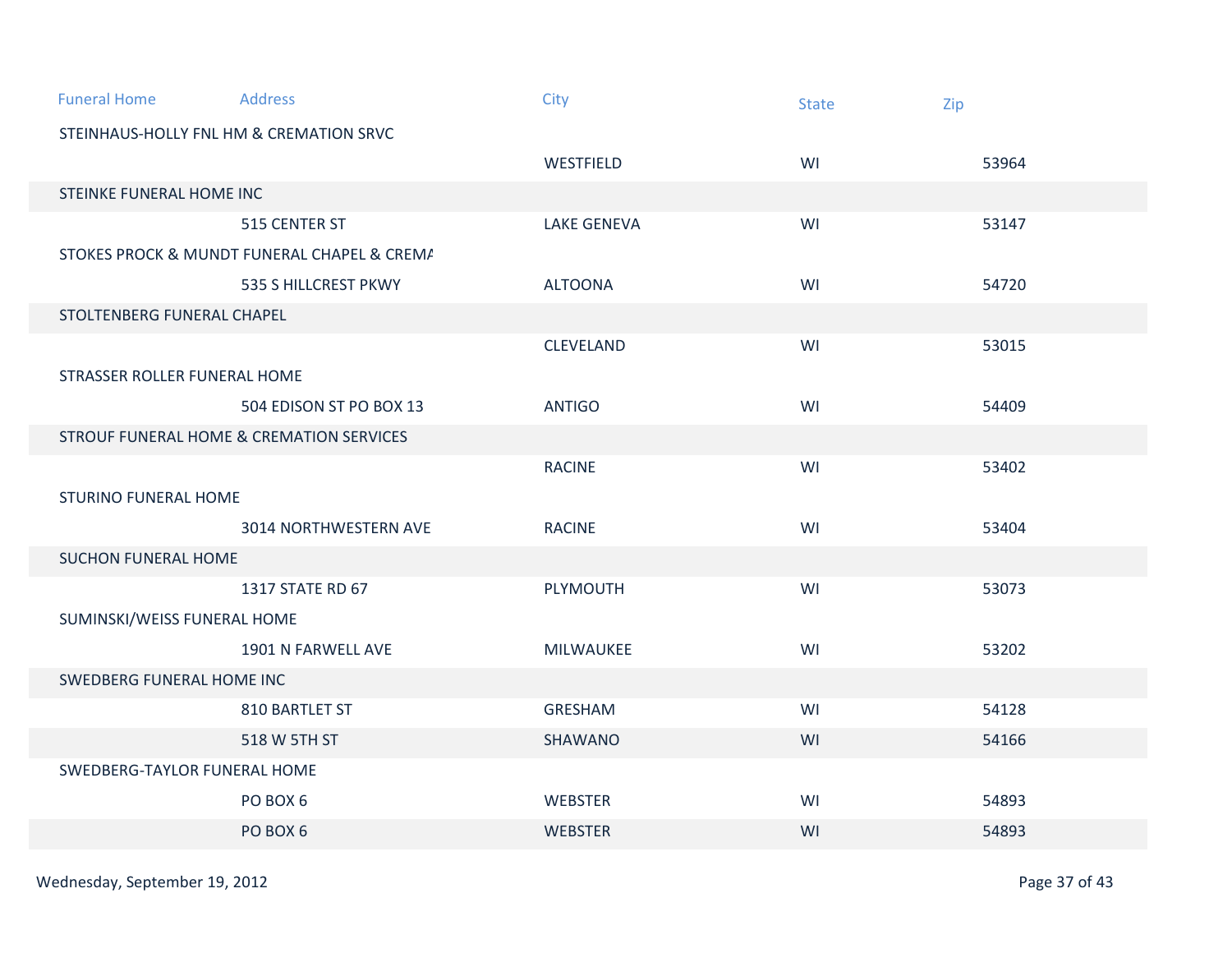| Funeral Home | Address | City | State | Zip |
|---|---|---|---|---|
| STEINHAUS-HOLLY FNL HM & CREMATION SRVC | | | | |
| | | WESTFIELD | WI | 53964 |
| STEINKE FUNERAL HOME INC | | | | |
| | 515 CENTER ST | LAKE GENEVA | WI | 53147 |
| STOKES PROCK & MUNDT FUNERAL CHAPEL & CREMA | | | | |
| | 535 S HILLCREST PKWY | ALTOONA | WI | 54720 |
| STOLTENBERG FUNERAL CHAPEL | | | | |
| | | CLEVELAND | WI | 53015 |
| STRASSER ROLLER FUNERAL HOME | | | | |
| | 504 EDISON ST PO BOX 13 | ANTIGO | WI | 54409 |
| STROUF FUNERAL HOME & CREMATION SERVICES | | | | |
| | | RACINE | WI | 53402 |
| STURINO FUNERAL HOME | | | | |
| | 3014 NORTHWESTERN AVE | RACINE | WI | 53404 |
| SUCHON FUNERAL HOME | | | | |
| | 1317 STATE RD 67 | PLYMOUTH | WI | 53073 |
| SUMINSKI/WEISS FUNERAL HOME | | | | |
| | 1901 N FARWELL AVE | MILWAUKEE | WI | 53202 |
| SWEDBERG FUNERAL HOME INC | | | | |
| | 810 BARTLET ST | GRESHAM | WI | 54128 |
| | 518 W 5TH ST | SHAWANO | WI | 54166 |
| SWEDBERG-TAYLOR FUNERAL HOME | | | | |
| | PO BOX 6 | WEBSTER | WI | 54893 |
| | PO BOX 6 | WEBSTER | WI | 54893 |

Wednesday, September 19, 2012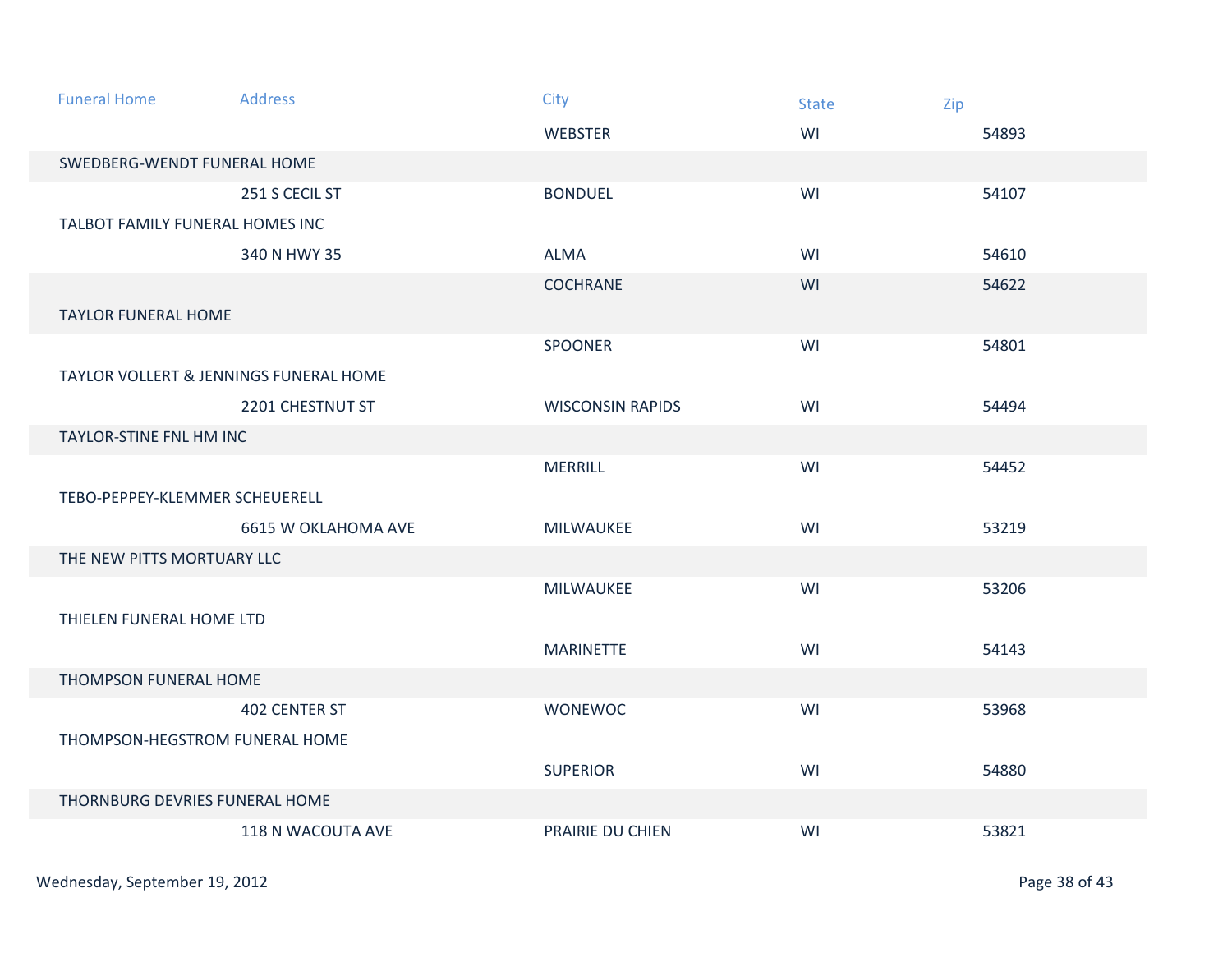| Funeral Home | Address | City | State | Zip |
|---|---|---|---|---|
| | | WEBSTER | WI | 54893 |
| SWEDBERG-WENDT FUNERAL HOME | | | | |
| | 251 S CECIL ST | BONDUEL | WI | 54107 |
| TALBOT FAMILY FUNERAL HOMES INC | | | | |
| | 340 N HWY 35 | ALMA | WI | 54610 |
| | | COCHRANE | WI | 54622 |
| TAYLOR FUNERAL HOME | | | | |
| | | SPOONER | WI | 54801 |
| TAYLOR VOLLERT & JENNINGS FUNERAL HOME | | | | |
| | 2201 CHESTNUT ST | WISCONSIN RAPIDS | WI | 54494 |
| TAYLOR-STINE FNL HM INC | | | | |
| | | MERRILL | WI | 54452 |
| TEBO-PEPPEY-KLEMMER SCHEUERELL | | | | |
| | 6615 W OKLAHOMA AVE | MILWAUKEE | WI | 53219 |
| THE NEW PITTS MORTUARY LLC | | | | |
| | | MILWAUKEE | WI | 53206 |
| THIELEN FUNERAL HOME LTD | | | | |
| | | MARINETTE | WI | 54143 |
| THOMPSON FUNERAL HOME | | | | |
| | 402 CENTER ST | WONEWOC | WI | 53968 |
| THOMPSON-HEGSTROM FUNERAL HOME | | | | |
| | | SUPERIOR | WI | 54880 |
| THORNBURG DEVRIES FUNERAL HOME | | | | |
| | 118 N WACOUTA AVE | PRAIRIE DU CHIEN | WI | 53821 |

Wednesday, September 19, 2012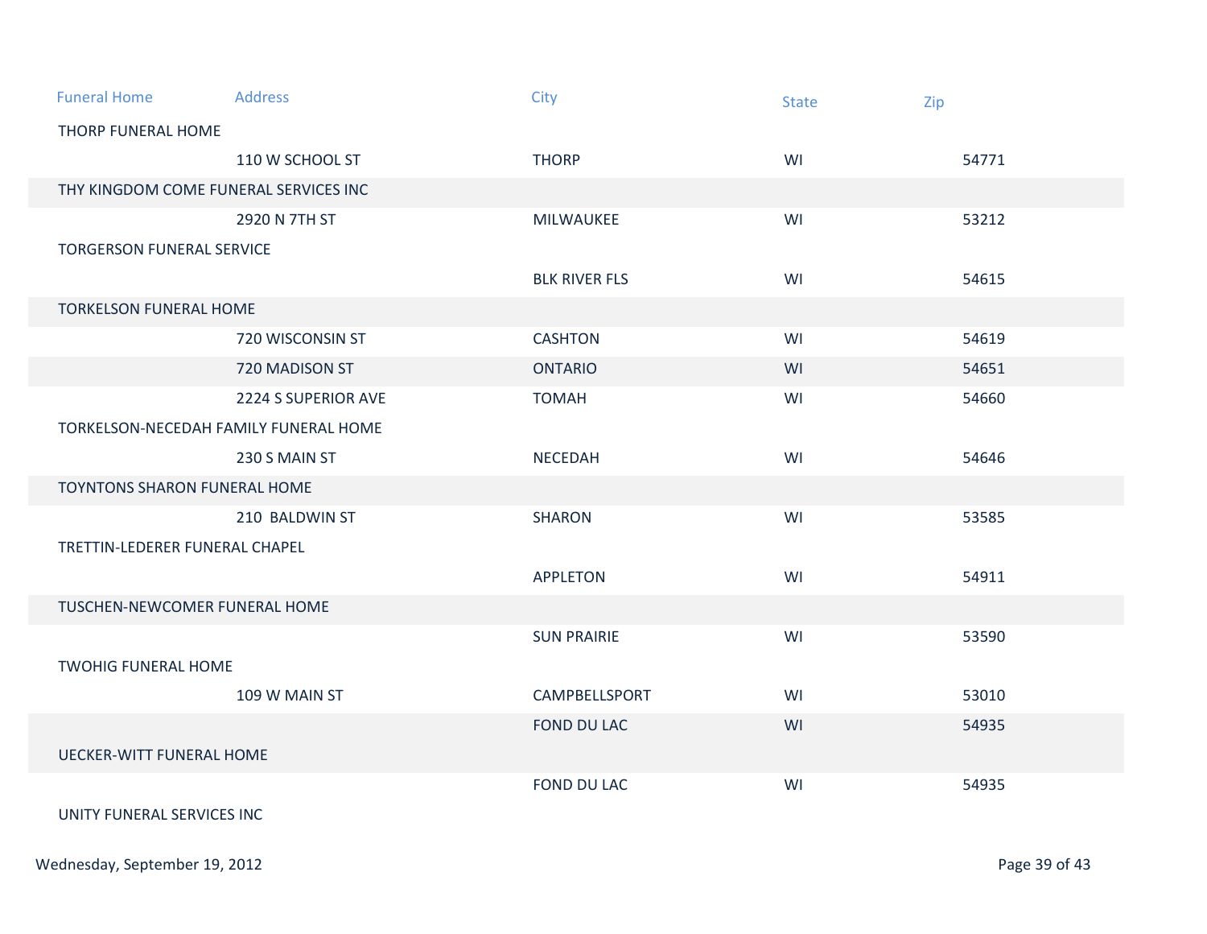| Funeral Home | Address | City | State | Zip |
|---|---|---|---|---|
| THORP FUNERAL HOME | | | | |
| | 110 W SCHOOL ST | THORP | WI | 54771 |
| THY KINGDOM COME FUNERAL SERVICES INC | | | | |
| | 2920 N 7TH ST | MILWAUKEE | WI | 53212 |
| TORGERSON FUNERAL SERVICE | | | | |
| | | BLK RIVER FLS | WI | 54615 |
| TORKELSON FUNERAL HOME | | | | |
| | 720 WISCONSIN ST | CASHTON | WI | 54619 |
| | 720 MADISON ST | ONTARIO | WI | 54651 |
| | 2224 S SUPERIOR AVE | TOMAH | WI | 54660 |
| TORKELSON-NECEDAH FAMILY FUNERAL HOME | | | | |
| | 230 S MAIN ST | NECEDAH | WI | 54646 |
| TOYNTONS SHARON FUNERAL HOME | | | | |
| | 210 BALDWIN ST | SHARON | WI | 53585 |
| TRETTIN-LEDERER FUNERAL CHAPEL | | | | |
| | | APPLETON | WI | 54911 |
| TUSCHEN-NEWCOMER FUNERAL HOME | | | | |
| | | SUN PRAIRIE | WI | 53590 |
| TWOHIG FUNERAL HOME | | | | |
| | 109 W MAIN ST | CAMPBELLSPORT | WI | 53010 |
| | | FOND DU LAC | WI | 54935 |
| UECKER-WITT FUNERAL HOME | | | | |
| | | FOND DU LAC | WI | 54935 |
| UNITY FUNERAL SERVICES INC | | | | |

Wednesday, September 19, 2012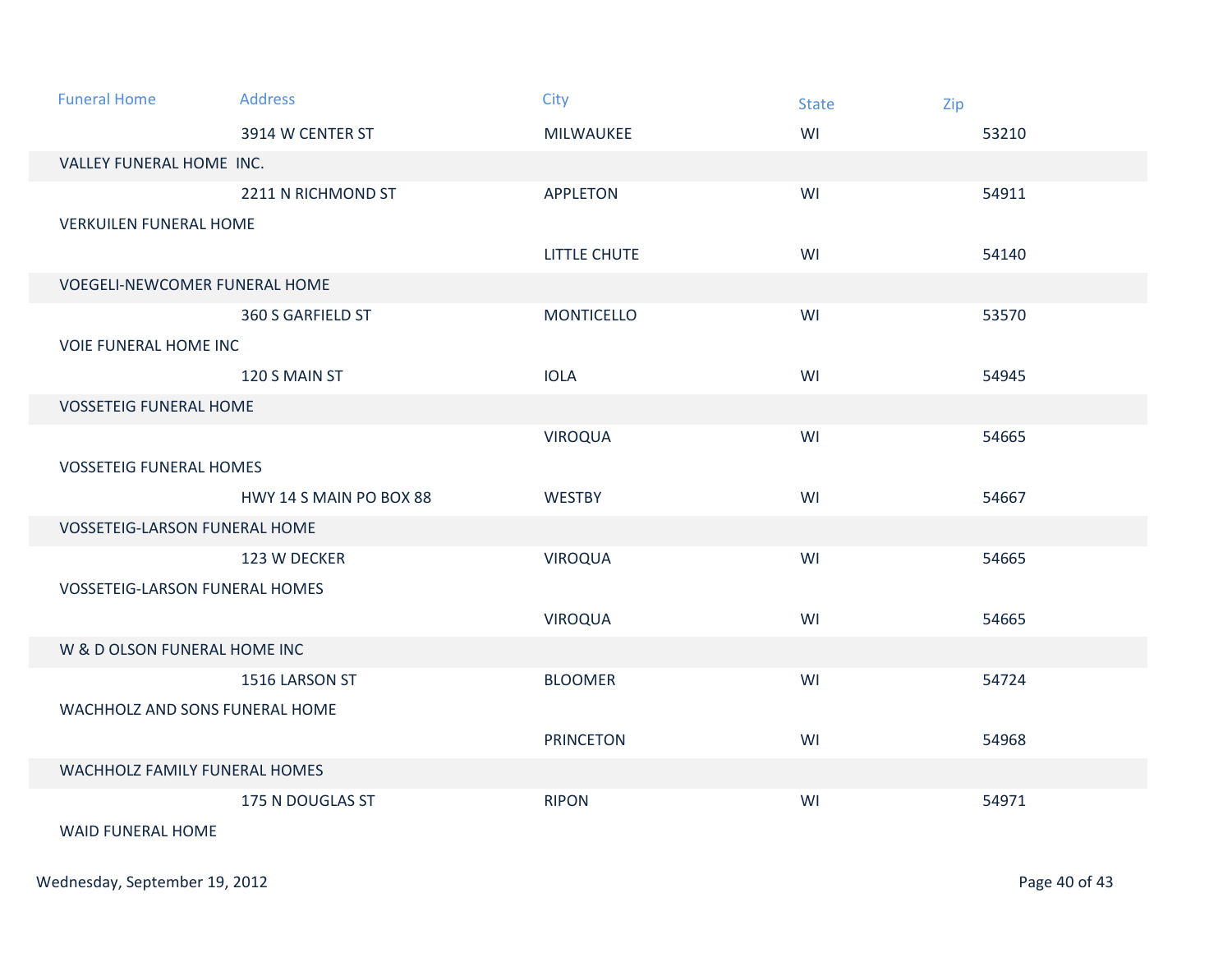| Funeral Home | Address | City | State | Zip |
|---|---|---|---|---|
| | 3914 W CENTER ST | MILWAUKEE | WI | 53210 |
| VALLEY FUNERAL HOME INC. | | | | |
| | 2211 N RICHMOND ST | APPLETON | WI | 54911 |
| VERKUILEN FUNERAL HOME | | | | |
| | | LITTLE CHUTE | WI | 54140 |
| VOEGELI-NEWCOMER FUNERAL HOME | | | | |
| | 360 S GARFIELD ST | MONTICELLO | WI | 53570 |
| VOIE FUNERAL HOME INC | | | | |
| | 120 S MAIN ST | IOLA | WI | 54945 |
| VOSSETEIG FUNERAL HOME | | | | |
| | | VIROQUA | WI | 54665 |
| VOSSETEIG FUNERAL HOMES | | | | |
| | HWY 14 S MAIN PO BOX 88 | WESTBY | WI | 54667 |
| VOSSETEIG-LARSON FUNERAL HOME | | | | |
| | 123 W DECKER | VIROQUA | WI | 54665 |
| VOSSETEIG-LARSON FUNERAL HOMES | | | | |
| | | VIROQUA | WI | 54665 |
| W & D OLSON FUNERAL HOME INC | | | | |
| | 1516 LARSON ST | BLOOMER | WI | 54724 |
| WACHHOLZ AND SONS FUNERAL HOME | | | | |
| | | PRINCETON | WI | 54968 |
| WACHHOLZ FAMILY FUNERAL HOMES | | | | |
| | 175 N DOUGLAS ST | RIPON | WI | 54971 |
| WAID FUNERAL HOME | | | | |

Wednesday, September 19, 2012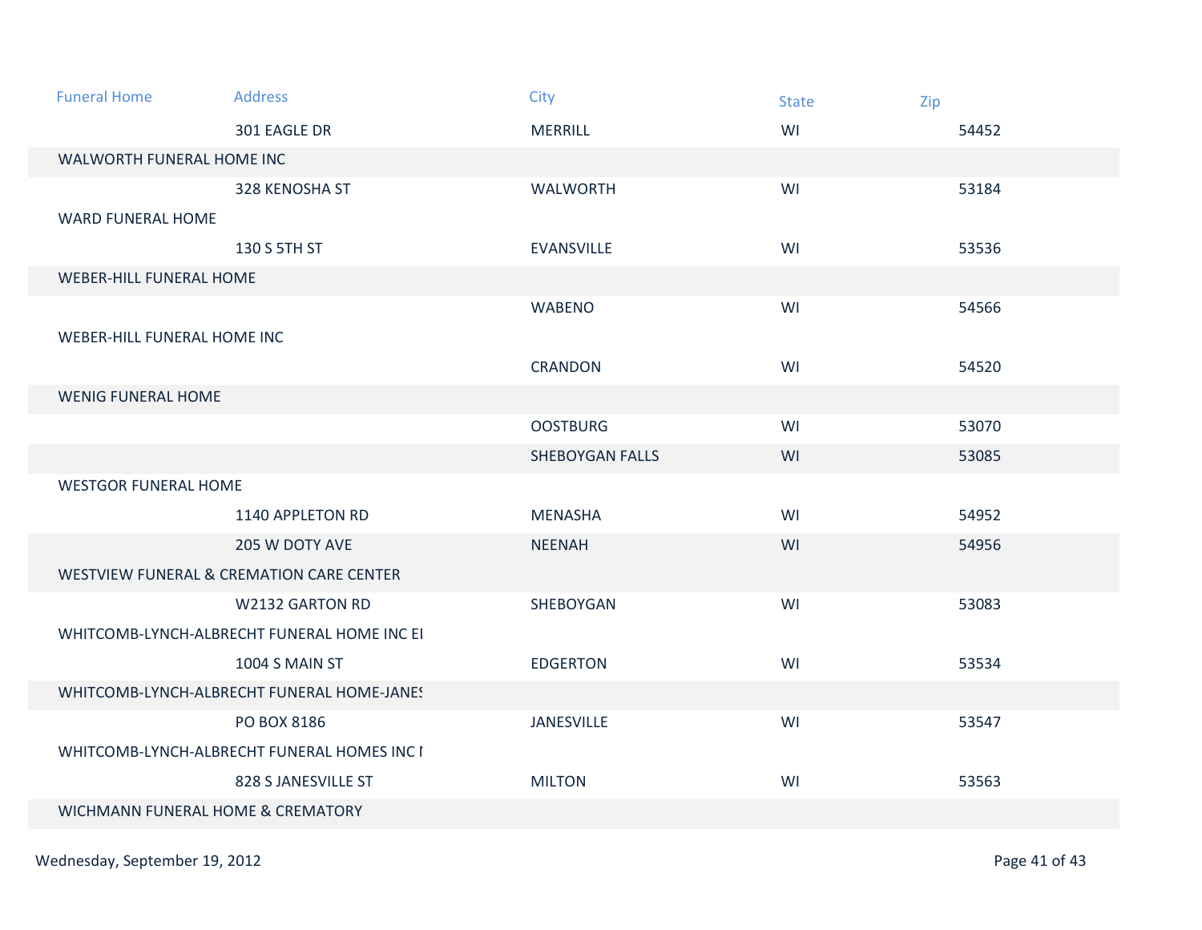| Funeral Home | Address | City | State | Zip |
|---|---|---|---|---|
| | 301 EAGLE DR | MERRILL | WI | 54452 |
| WALWORTH FUNERAL HOME INC | | | | |
| | 328 KENOSHA ST | WALWORTH | WI | 53184 |
| WARD FUNERAL HOME | | | | |
| | 130 S 5TH ST | EVANSVILLE | WI | 53536 |
| WEBER-HILL FUNERAL HOME | | | | |
| | | WABENO | WI | 54566 |
| WEBER-HILL FUNERAL HOME INC | | | | |
| | | CRANDON | WI | 54520 |
| WENIG FUNERAL HOME | | | | |
| | | OOSTBURG | WI | 53070 |
| | | SHEBOYGAN FALLS | WI | 53085 |
| WESTGOR FUNERAL HOME | | | | |
| | 1140 APPLETON RD | MENASHA | WI | 54952 |
| | 205 W DOTY AVE | NEENAH | WI | 54956 |
| WESTVIEW FUNERAL & CREMATION CARE CENTER | | | | |
| | W2132 GARTON RD | SHEBOYGAN | WI | 53083 |
| WHITCOMB-LYNCH-ALBRECHT FUNERAL HOME INC EI | | | | |
| | 1004 S MAIN ST | EDGERTON | WI | 53534 |
| WHITCOMB-LYNCH-ALBRECHT FUNERAL HOME-JANES | | | | |
| | PO BOX 8186 | JANESVILLE | WI | 53547 |
| WHITCOMB-LYNCH-ALBRECHT FUNERAL HOMES INC I | | | | |
| | 828 S JANESVILLE ST | MILTON | WI | 53563 |
| WICHMANN FUNERAL HOME & CREMATORY | | | | |

Wednesday, September 19, 2012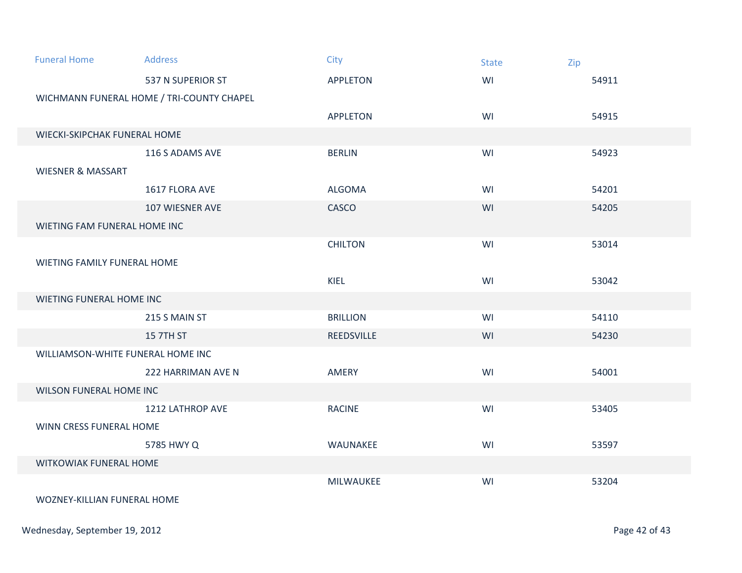| Funeral Home | Address | City | State | Zip |
|---|---|---|---|---|
| | 537 N SUPERIOR ST | APPLETON | WI | 54911 |
| WICHMANN FUNERAL HOME / TRI-COUNTY CHAPEL | | | | |
| | | APPLETON | WI | 54915 |
| WIECKI-SKIPCHAK FUNERAL HOME | | | | |
| | 116 S ADAMS AVE | BERLIN | WI | 54923 |
| WIESNER & MASSART | | | | |
| | 1617 FLORA AVE | ALGOMA | WI | 54201 |
| | 107 WIESNER AVE | CASCO | WI | 54205 |
| WIETING FAM FUNERAL HOME INC | | | | |
| | | CHILTON | WI | 53014 |
| WIETING FAMILY FUNERAL HOME | | | | |
| | | KIEL | WI | 53042 |
| WIETING FUNERAL HOME INC | | | | |
| | 215 S MAIN ST | BRILLION | WI | 54110 |
| | 15 7TH ST | REEDSVILLE | WI | 54230 |
| WILLIAMSON-WHITE FUNERAL HOME INC | | | | |
| | 222 HARRIMAN AVE N | AMERY | WI | 54001 |
| WILSON FUNERAL HOME INC | | | | |
| | 1212 LATHROP AVE | RACINE | WI | 53405 |
| WINN CRESS FUNERAL HOME | | | | |
| | 5785 HWY Q | WAUNAKEE | WI | 53597 |
| WITKOWIAK FUNERAL HOME | | | | |
| | | MILWAUKEE | WI | 53204 |
| WOZNEY-KILLIAN FUNERAL HOME | | | | |

Wednesday, September 19, 2012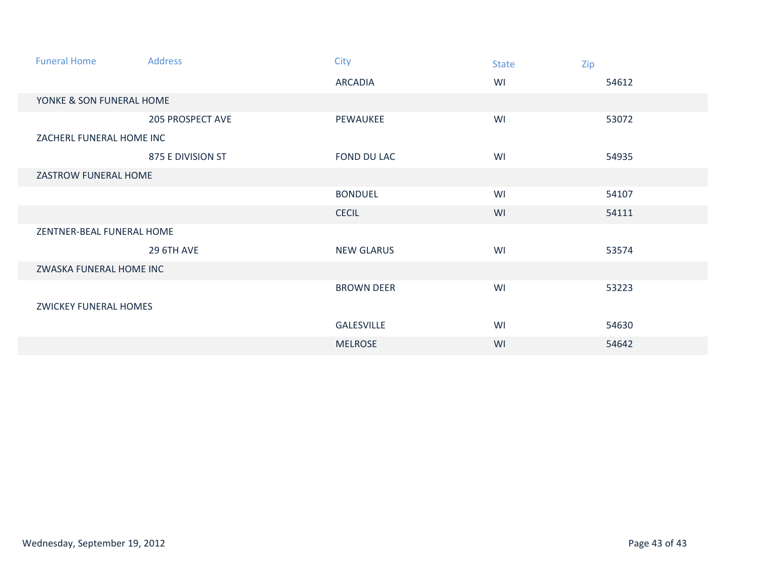| Funeral Home | Address | City | State | Zip |
|---|---|---|---|---|
| | | ARCADIA | WI | 54612 |
| YONKE & SON FUNERAL HOME | | | | |
| | 205 PROSPECT AVE | PEWAUKEE | WI | 53072 |
| ZACHERL FUNERAL HOME INC | | | | |
| | 875 E DIVISION ST | FOND DU LAC | WI | 54935 |
| ZASTROW FUNERAL HOME | | | | |
| | | BONDUEL | WI | 54107 |
| | | CECIL | WI | 54111 |
| ZENTNER-BEAL FUNERAL HOME | | | | |
| | 29 6TH AVE | NEW GLARUS | WI | 53574 |
| ZWASKA FUNERAL HOME INC | | | | |
| | | BROWN DEER | WI | 53223 |
| ZWICKEY FUNERAL HOMES | | | | |
| | | GALESVILLE | WI | 54630 |
| | | MELROSE | WI | 54642 |

Wednesday, September 19, 2012